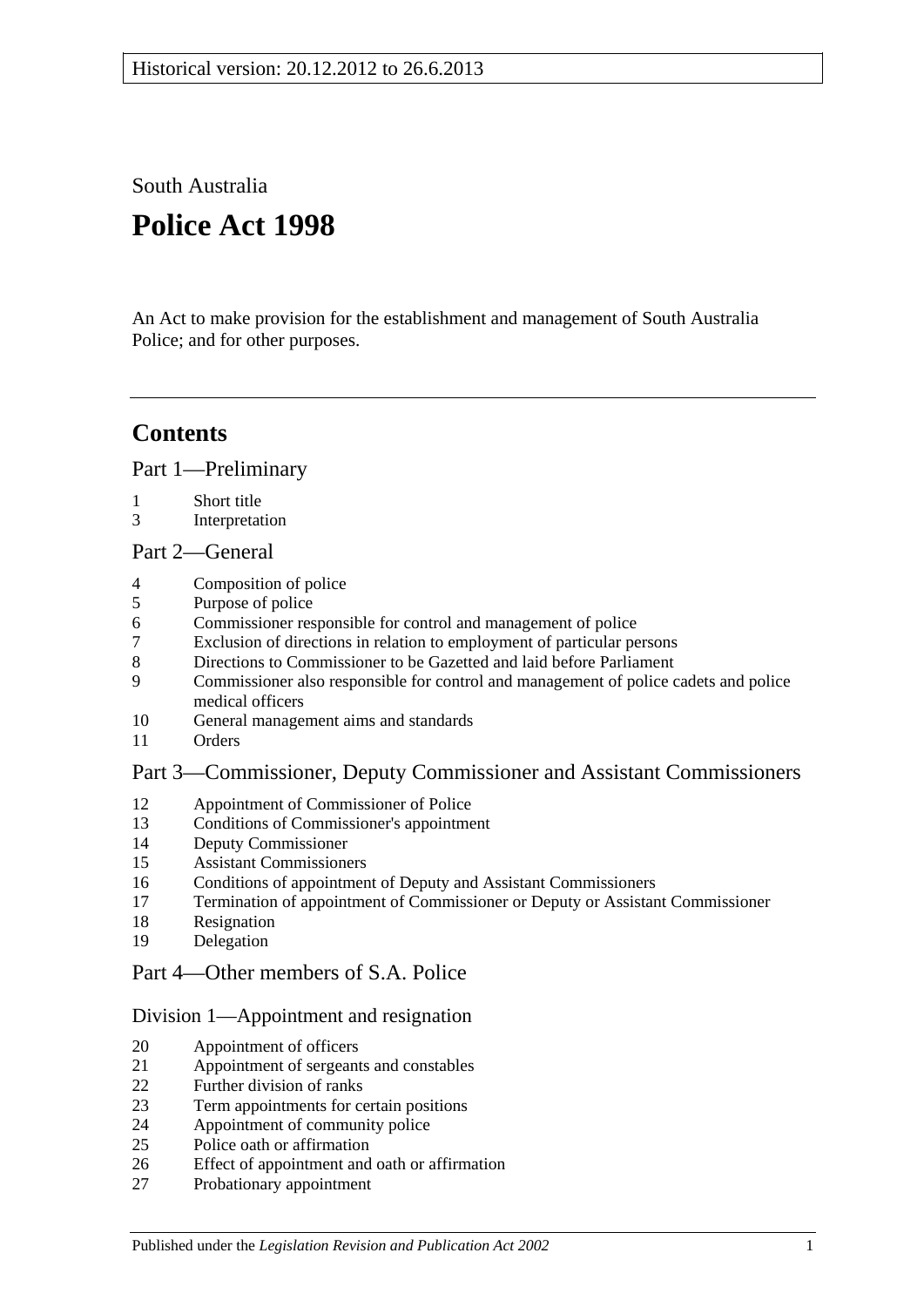Historical version: 20.12.2012 to 26.6.2013

South Australia

# Police Act 1998

An Act to make provision for the establishment and management of South Australia Police; and for other purposes.

## Contents

### Part 1—Preliminary

1 Short title
3 Interpretation

### Part 2—General

4 Composition of police
5 Purpose of police
6 Commissioner responsible for control and management of police
7 Exclusion of directions in relation to employment of particular persons
8 Directions to Commissioner to be Gazetted and laid before Parliament
9 Commissioner also responsible for control and management of police cadets and police medical officers
10 General management aims and standards
11 Orders

### Part 3—Commissioner, Deputy Commissioner and Assistant Commissioners

12 Appointment of Commissioner of Police
13 Conditions of Commissioner's appointment
14 Deputy Commissioner
15 Assistant Commissioners
16 Conditions of appointment of Deputy and Assistant Commissioners
17 Termination of appointment of Commissioner or Deputy or Assistant Commissioner
18 Resignation
19 Delegation

### Part 4—Other members of S.A. Police

#### Division 1—Appointment and resignation

20 Appointment of officers
21 Appointment of sergeants and constables
22 Further division of ranks
23 Term appointments for certain positions
24 Appointment of community police
25 Police oath or affirmation
26 Effect of appointment and oath or affirmation
27 Probationary appointment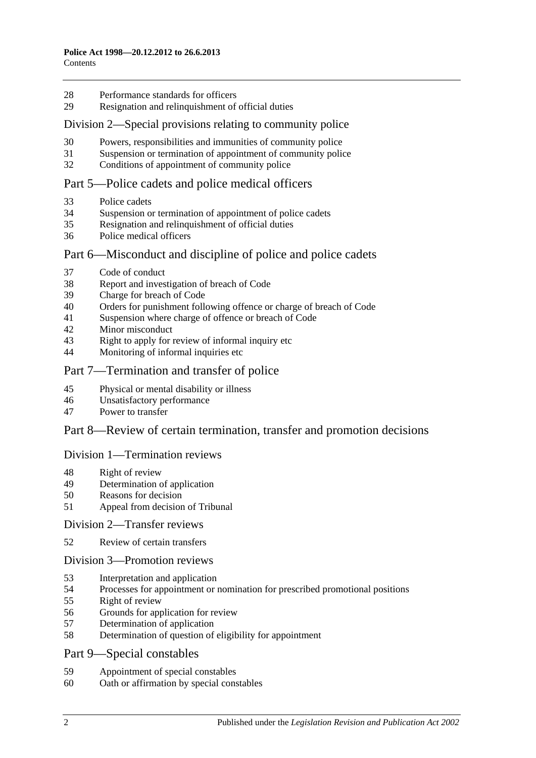28 Performance standards for officers
29 Resignation and relinquishment of official duties

## Division 2—Special provisions relating to community police

30 Powers, responsibilities and immunities of community police
31 Suspension or termination of appointment of community police
32 Conditions of appointment of community police

## Part 5—Police cadets and police medical officers

33 Police cadets
34 Suspension or termination of appointment of police cadets
35 Resignation and relinquishment of official duties
36 Police medical officers

## Part 6—Misconduct and discipline of police and police cadets

37 Code of conduct
38 Report and investigation of breach of Code
39 Charge for breach of Code
40 Orders for punishment following offence or charge of breach of Code
41 Suspension where charge of offence or breach of Code
42 Minor misconduct
43 Right to apply for review of informal inquiry etc
44 Monitoring of informal inquiries etc

## Part 7—Termination and transfer of police

45 Physical or mental disability or illness
46 Unsatisfactory performance
47 Power to transfer

## Part 8—Review of certain termination, transfer and promotion decisions

### Division 1—Termination reviews

48 Right of review
49 Determination of application
50 Reasons for decision
51 Appeal from decision of Tribunal

### Division 2—Transfer reviews

52 Review of certain transfers

### Division 3—Promotion reviews

53 Interpretation and application
54 Processes for appointment or nomination for prescribed promotional positions
55 Right of review
56 Grounds for application for review
57 Determination of application
58 Determination of question of eligibility for appointment

## Part 9—Special constables

59 Appointment of special constables
60 Oath or affirmation by special constables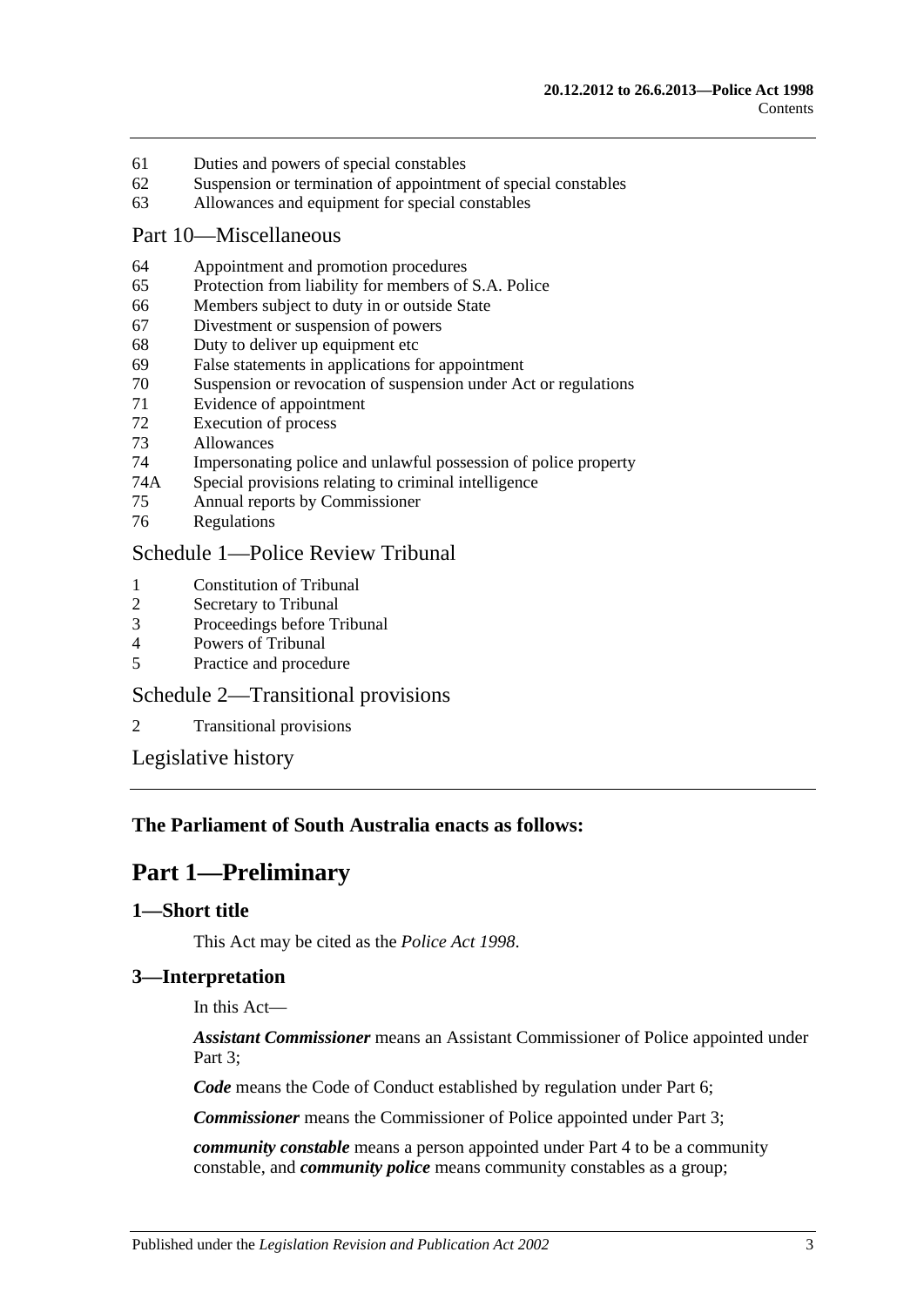61 Duties and powers of special constables
62 Suspension or termination of appointment of special constables
63 Allowances and equipment for special constables

Part 10—Miscellaneous

64 Appointment and promotion procedures
65 Protection from liability for members of S.A. Police
66 Members subject to duty in or outside State
67 Divestment or suspension of powers
68 Duty to deliver up equipment etc
69 False statements in applications for appointment
70 Suspension or revocation of suspension under Act or regulations
71 Evidence of appointment
72 Execution of process
73 Allowances
74 Impersonating police and unlawful possession of police property
74A Special provisions relating to criminal intelligence
75 Annual reports by Commissioner
76 Regulations

Schedule 1—Police Review Tribunal

1 Constitution of Tribunal
2 Secretary to Tribunal
3 Proceedings before Tribunal
4 Powers of Tribunal
5 Practice and procedure

Schedule 2—Transitional provisions

2 Transitional provisions

Legislative history

**The Parliament of South Australia enacts as follows:**

# Part 1—Preliminary

## 1—Short title

This Act may be cited as the *Police Act 1998*.

## 3—Interpretation

In this Act—

***Assistant Commissioner*** means an Assistant Commissioner of Police appointed under Part 3;

***Code*** means the Code of Conduct established by regulation under Part 6;

***Commissioner*** means the Commissioner of Police appointed under Part 3;

***community constable*** means a person appointed under Part 4 to be a community constable, and ***community police*** means community constables as a group;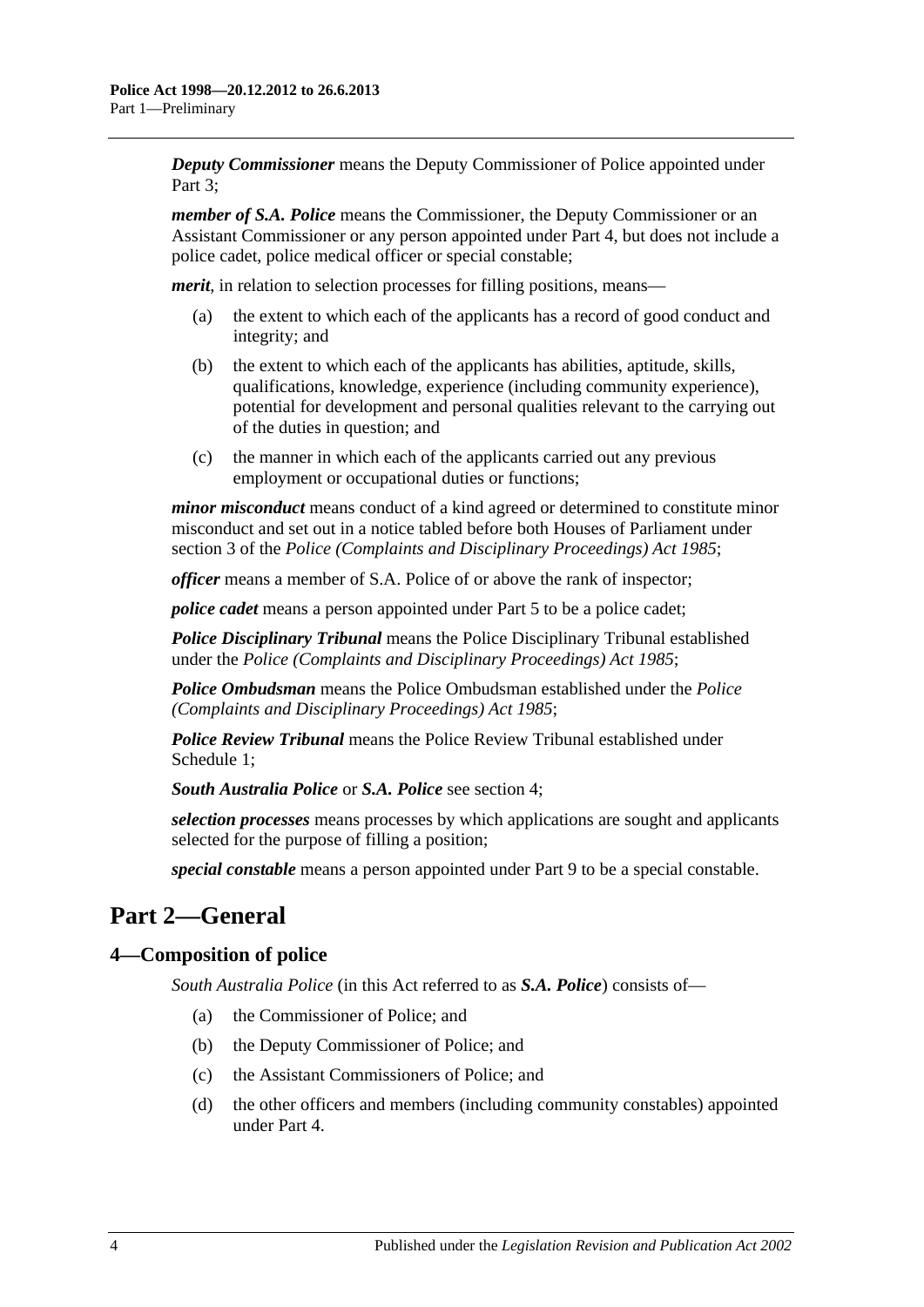***Deputy Commissioner*** means the Deputy Commissioner of Police appointed under Part 3;

***member of S.A. Police*** means the Commissioner, the Deputy Commissioner or an Assistant Commissioner or any person appointed under Part 4, but does not include a police cadet, police medical officer or special constable;

***merit***, in relation to selection processes for filling positions, means—

(a) the extent to which each of the applicants has a record of good conduct and integrity; and

(b) the extent to which each of the applicants has abilities, aptitude, skills, qualifications, knowledge, experience (including community experience), potential for development and personal qualities relevant to the carrying out of the duties in question; and

(c) the manner in which each of the applicants carried out any previous employment or occupational duties or functions;

***minor misconduct*** means conduct of a kind agreed or determined to constitute minor misconduct and set out in a notice tabled before both Houses of Parliament under section 3 of the *Police (Complaints and Disciplinary Proceedings) Act 1985*;

***officer*** means a member of S.A. Police of or above the rank of inspector;

***police cadet*** means a person appointed under Part 5 to be a police cadet;

***Police Disciplinary Tribunal*** means the Police Disciplinary Tribunal established under the *Police (Complaints and Disciplinary Proceedings) Act 1985*;

***Police Ombudsman*** means the Police Ombudsman established under the *Police (Complaints and Disciplinary Proceedings) Act 1985*;

***Police Review Tribunal*** means the Police Review Tribunal established under Schedule 1;

***South Australia Police*** or ***S.A. Police*** see section 4;

***selection processes*** means processes by which applications are sought and applicants selected for the purpose of filling a position;

***special constable*** means a person appointed under Part 9 to be a special constable.

# Part 2—General

## 4—Composition of police

*South Australia Police* (in this Act referred to as ***S.A. Police***) consists of—

(a) the Commissioner of Police; and

(b) the Deputy Commissioner of Police; and

(c) the Assistant Commissioners of Police; and

(d) the other officers and members (including community constables) appointed under Part 4.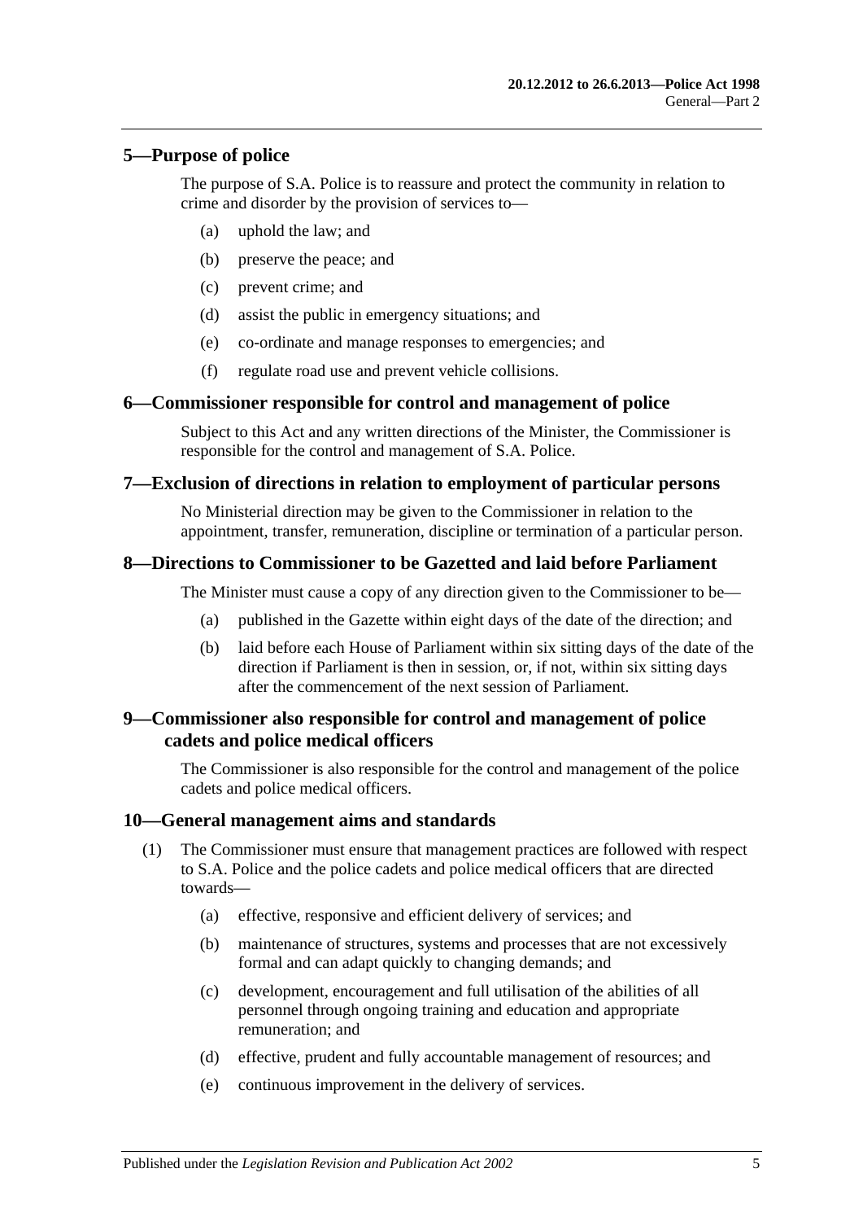## 5—Purpose of police

The purpose of S.A. Police is to reassure and protect the community in relation to crime and disorder by the provision of services to—

(a) uphold the law; and

(b) preserve the peace; and

(c) prevent crime; and

(d) assist the public in emergency situations; and

(e) co-ordinate and manage responses to emergencies; and

(f) regulate road use and prevent vehicle collisions.

## 6—Commissioner responsible for control and management of police

Subject to this Act and any written directions of the Minister, the Commissioner is responsible for the control and management of S.A. Police.

## 7—Exclusion of directions in relation to employment of particular persons

No Ministerial direction may be given to the Commissioner in relation to the appointment, transfer, remuneration, discipline or termination of a particular person.

## 8—Directions to Commissioner to be Gazetted and laid before Parliament

The Minister must cause a copy of any direction given to the Commissioner to be—

(a) published in the Gazette within eight days of the date of the direction; and

(b) laid before each House of Parliament within six sitting days of the date of the direction if Parliament is then in session, or, if not, within six sitting days after the commencement of the next session of Parliament.

## 9—Commissioner also responsible for control and management of police cadets and police medical officers

The Commissioner is also responsible for the control and management of the police cadets and police medical officers.

## 10—General management aims and standards

(1) The Commissioner must ensure that management practices are followed with respect to S.A. Police and the police cadets and police medical officers that are directed towards—

(a) effective, responsive and efficient delivery of services; and

(b) maintenance of structures, systems and processes that are not excessively formal and can adapt quickly to changing demands; and

(c) development, encouragement and full utilisation of the abilities of all personnel through ongoing training and education and appropriate remuneration; and

(d) effective, prudent and fully accountable management of resources; and

(e) continuous improvement in the delivery of services.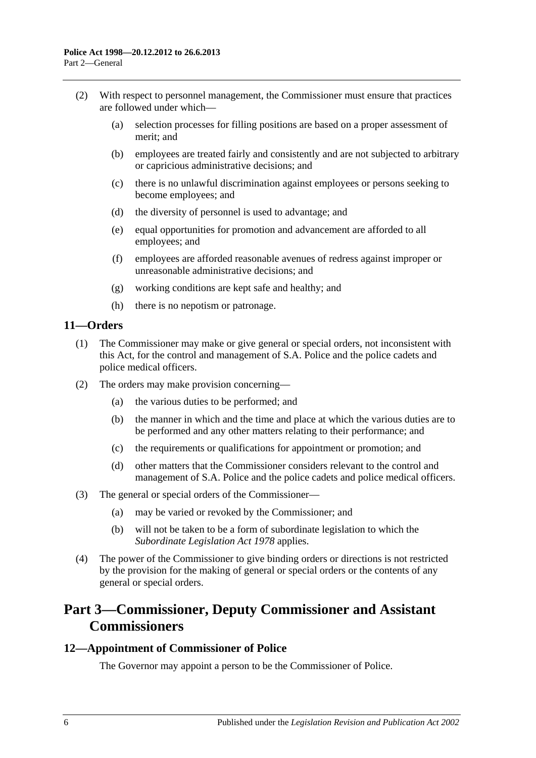(2) With respect to personnel management, the Commissioner must ensure that practices are followed under which—

(a) selection processes for filling positions are based on a proper assessment of merit; and

(b) employees are treated fairly and consistently and are not subjected to arbitrary or capricious administrative decisions; and

(c) there is no unlawful discrimination against employees or persons seeking to become employees; and

(d) the diversity of personnel is used to advantage; and

(e) equal opportunities for promotion and advancement are afforded to all employees; and

(f) employees are afforded reasonable avenues of redress against improper or unreasonable administrative decisions; and

(g) working conditions are kept safe and healthy; and

(h) there is no nepotism or patronage.

### 11—Orders

(1) The Commissioner may make or give general or special orders, not inconsistent with this Act, for the control and management of S.A. Police and the police cadets and police medical officers.

(2) The orders may make provision concerning—

(a) the various duties to be performed; and

(b) the manner in which and the time and place at which the various duties are to be performed and any other matters relating to their performance; and

(c) the requirements or qualifications for appointment or promotion; and

(d) other matters that the Commissioner considers relevant to the control and management of S.A. Police and the police cadets and police medical officers.

(3) The general or special orders of the Commissioner—

(a) may be varied or revoked by the Commissioner; and

(b) will not be taken to be a form of subordinate legislation to which the *Subordinate Legislation Act 1978* applies.

(4) The power of the Commissioner to give binding orders or directions is not restricted by the provision for the making of general or special orders or the contents of any general or special orders.

## Part 3—Commissioner, Deputy Commissioner and Assistant Commissioners

### 12—Appointment of Commissioner of Police

The Governor may appoint a person to be the Commissioner of Police.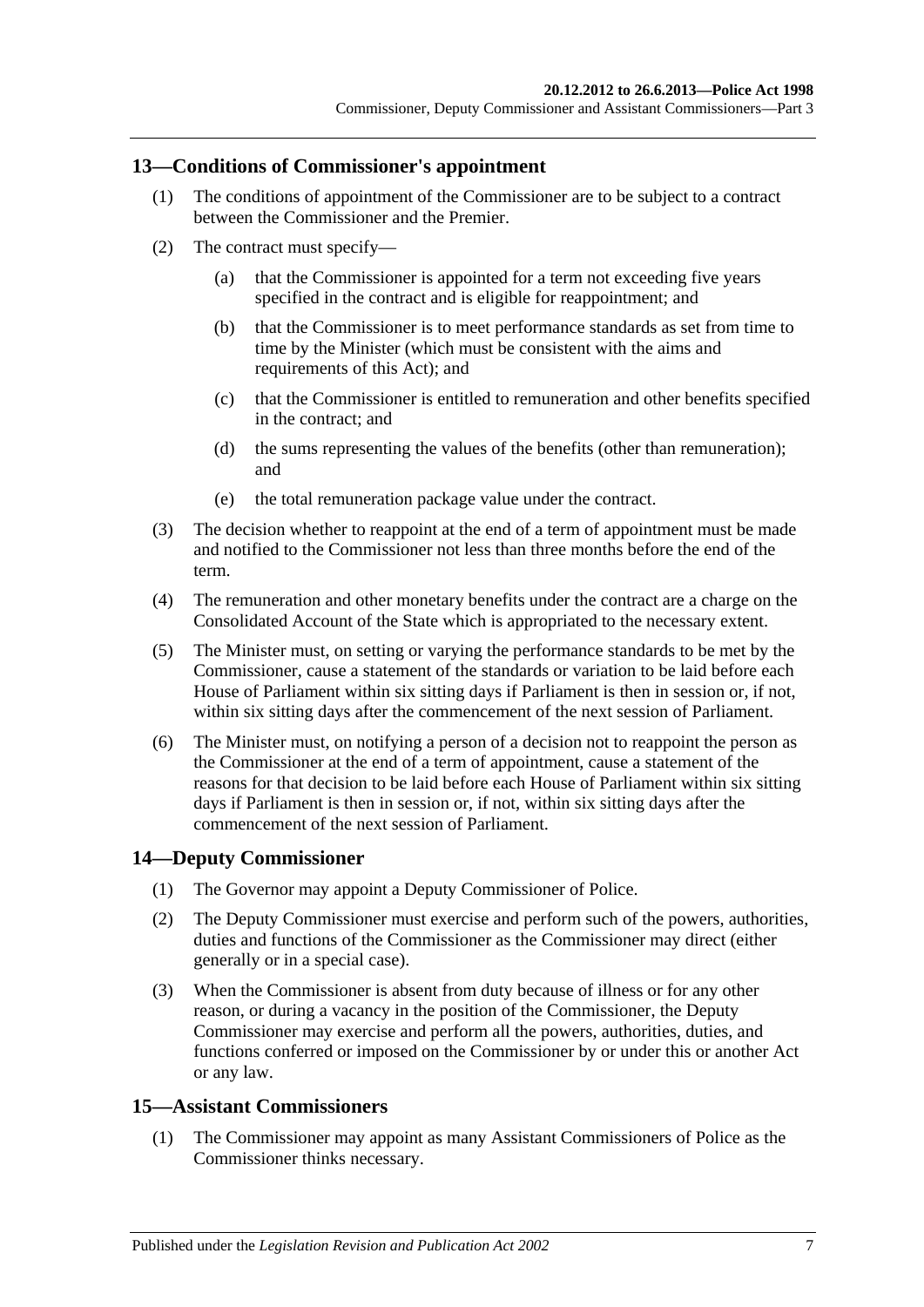## 13—Conditions of Commissioner's appointment

(1) The conditions of appointment of the Commissioner are to be subject to a contract between the Commissioner and the Premier.

(2) The contract must specify—

(a) that the Commissioner is appointed for a term not exceeding five years specified in the contract and is eligible for reappointment; and

(b) that the Commissioner is to meet performance standards as set from time to time by the Minister (which must be consistent with the aims and requirements of this Act); and

(c) that the Commissioner is entitled to remuneration and other benefits specified in the contract; and

(d) the sums representing the values of the benefits (other than remuneration); and

(e) the total remuneration package value under the contract.

(3) The decision whether to reappoint at the end of a term of appointment must be made and notified to the Commissioner not less than three months before the end of the term.

(4) The remuneration and other monetary benefits under the contract are a charge on the Consolidated Account of the State which is appropriated to the necessary extent.

(5) The Minister must, on setting or varying the performance standards to be met by the Commissioner, cause a statement of the standards or variation to be laid before each House of Parliament within six sitting days if Parliament is then in session or, if not, within six sitting days after the commencement of the next session of Parliament.

(6) The Minister must, on notifying a person of a decision not to reappoint the person as the Commissioner at the end of a term of appointment, cause a statement of the reasons for that decision to be laid before each House of Parliament within six sitting days if Parliament is then in session or, if not, within six sitting days after the commencement of the next session of Parliament.

## 14—Deputy Commissioner

(1) The Governor may appoint a Deputy Commissioner of Police.

(2) The Deputy Commissioner must exercise and perform such of the powers, authorities, duties and functions of the Commissioner as the Commissioner may direct (either generally or in a special case).

(3) When the Commissioner is absent from duty because of illness or for any other reason, or during a vacancy in the position of the Commissioner, the Deputy Commissioner may exercise and perform all the powers, authorities, duties, and functions conferred or imposed on the Commissioner by or under this or another Act or any law.

## 15—Assistant Commissioners

(1) The Commissioner may appoint as many Assistant Commissioners of Police as the Commissioner thinks necessary.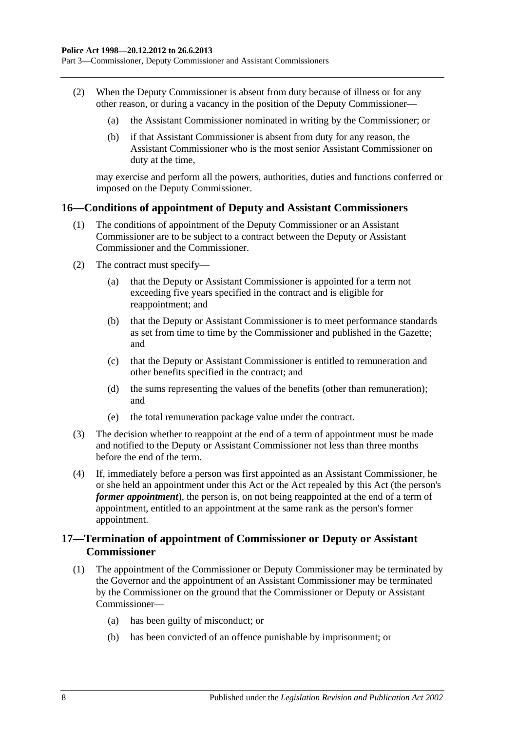(2) When the Deputy Commissioner is absent from duty because of illness or for any other reason, or during a vacancy in the position of the Deputy Commissioner—

(a) the Assistant Commissioner nominated in writing by the Commissioner; or

(b) if that Assistant Commissioner is absent from duty for any reason, the Assistant Commissioner who is the most senior Assistant Commissioner on duty at the time,

may exercise and perform all the powers, authorities, duties and functions conferred or imposed on the Deputy Commissioner.

## 16—Conditions of appointment of Deputy and Assistant Commissioners

(1) The conditions of appointment of the Deputy Commissioner or an Assistant Commissioner are to be subject to a contract between the Deputy or Assistant Commissioner and the Commissioner.

(2) The contract must specify—

(a) that the Deputy or Assistant Commissioner is appointed for a term not exceeding five years specified in the contract and is eligible for reappointment; and

(b) that the Deputy or Assistant Commissioner is to meet performance standards as set from time to time by the Commissioner and published in the Gazette; and

(c) that the Deputy or Assistant Commissioner is entitled to remuneration and other benefits specified in the contract; and

(d) the sums representing the values of the benefits (other than remuneration); and

(e) the total remuneration package value under the contract.

(3) The decision whether to reappoint at the end of a term of appointment must be made and notified to the Deputy or Assistant Commissioner not less than three months before the end of the term.

(4) If, immediately before a person was first appointed as an Assistant Commissioner, he or she held an appointment under this Act or the Act repealed by this Act (the person's ***former appointment***), the person is, on not being reappointed at the end of a term of appointment, entitled to an appointment at the same rank as the person's former appointment.

## 17—Termination of appointment of Commissioner or Deputy or Assistant Commissioner

(1) The appointment of the Commissioner or Deputy Commissioner may be terminated by the Governor and the appointment of an Assistant Commissioner may be terminated by the Commissioner on the ground that the Commissioner or Deputy or Assistant Commissioner—

(a) has been guilty of misconduct; or

(b) has been convicted of an offence punishable by imprisonment; or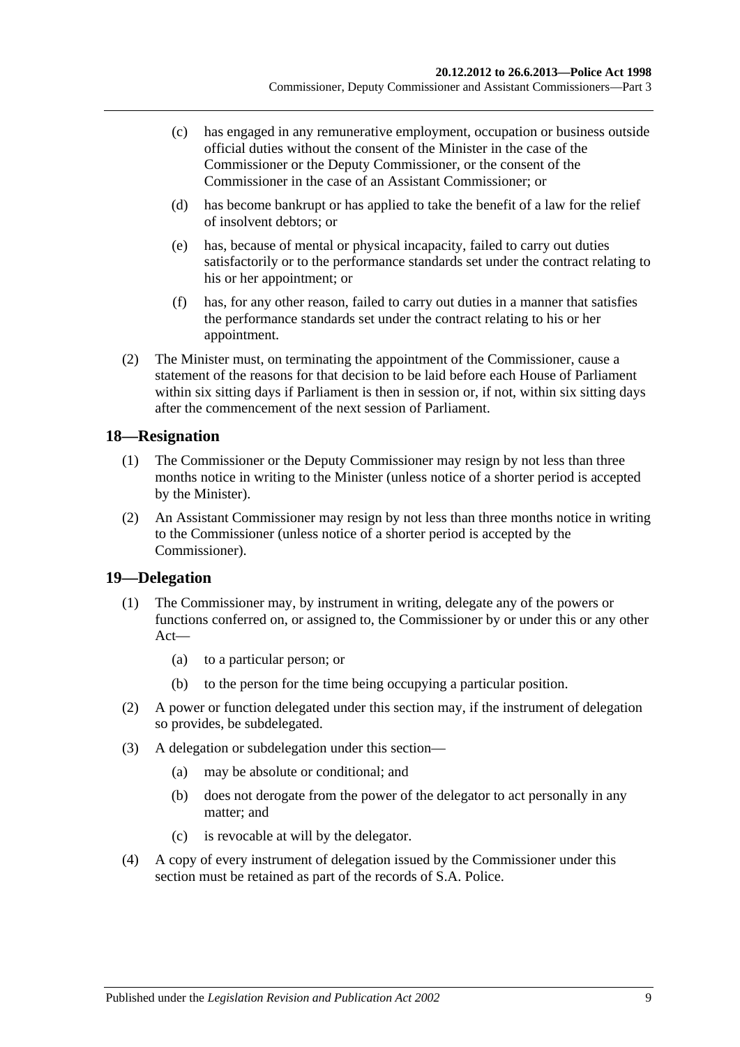(c) has engaged in any remunerative employment, occupation or business outside official duties without the consent of the Minister in the case of the Commissioner or the Deputy Commissioner, or the consent of the Commissioner in the case of an Assistant Commissioner; or

(d) has become bankrupt or has applied to take the benefit of a law for the relief of insolvent debtors; or

(e) has, because of mental or physical incapacity, failed to carry out duties satisfactorily or to the performance standards set under the contract relating to his or her appointment; or

(f) has, for any other reason, failed to carry out duties in a manner that satisfies the performance standards set under the contract relating to his or her appointment.

(2) The Minister must, on terminating the appointment of the Commissioner, cause a statement of the reasons for that decision to be laid before each House of Parliament within six sitting days if Parliament is then in session or, if not, within six sitting days after the commencement of the next session of Parliament.

## 18—Resignation

(1) The Commissioner or the Deputy Commissioner may resign by not less than three months notice in writing to the Minister (unless notice of a shorter period is accepted by the Minister).

(2) An Assistant Commissioner may resign by not less than three months notice in writing to the Commissioner (unless notice of a shorter period is accepted by the Commissioner).

## 19—Delegation

(1) The Commissioner may, by instrument in writing, delegate any of the powers or functions conferred on, or assigned to, the Commissioner by or under this or any other Act—

(a) to a particular person; or

(b) to the person for the time being occupying a particular position.

(2) A power or function delegated under this section may, if the instrument of delegation so provides, be subdelegated.

(3) A delegation or subdelegation under this section—

(a) may be absolute or conditional; and

(b) does not derogate from the power of the delegator to act personally in any matter; and

(c) is revocable at will by the delegator.

(4) A copy of every instrument of delegation issued by the Commissioner under this section must be retained as part of the records of S.A. Police.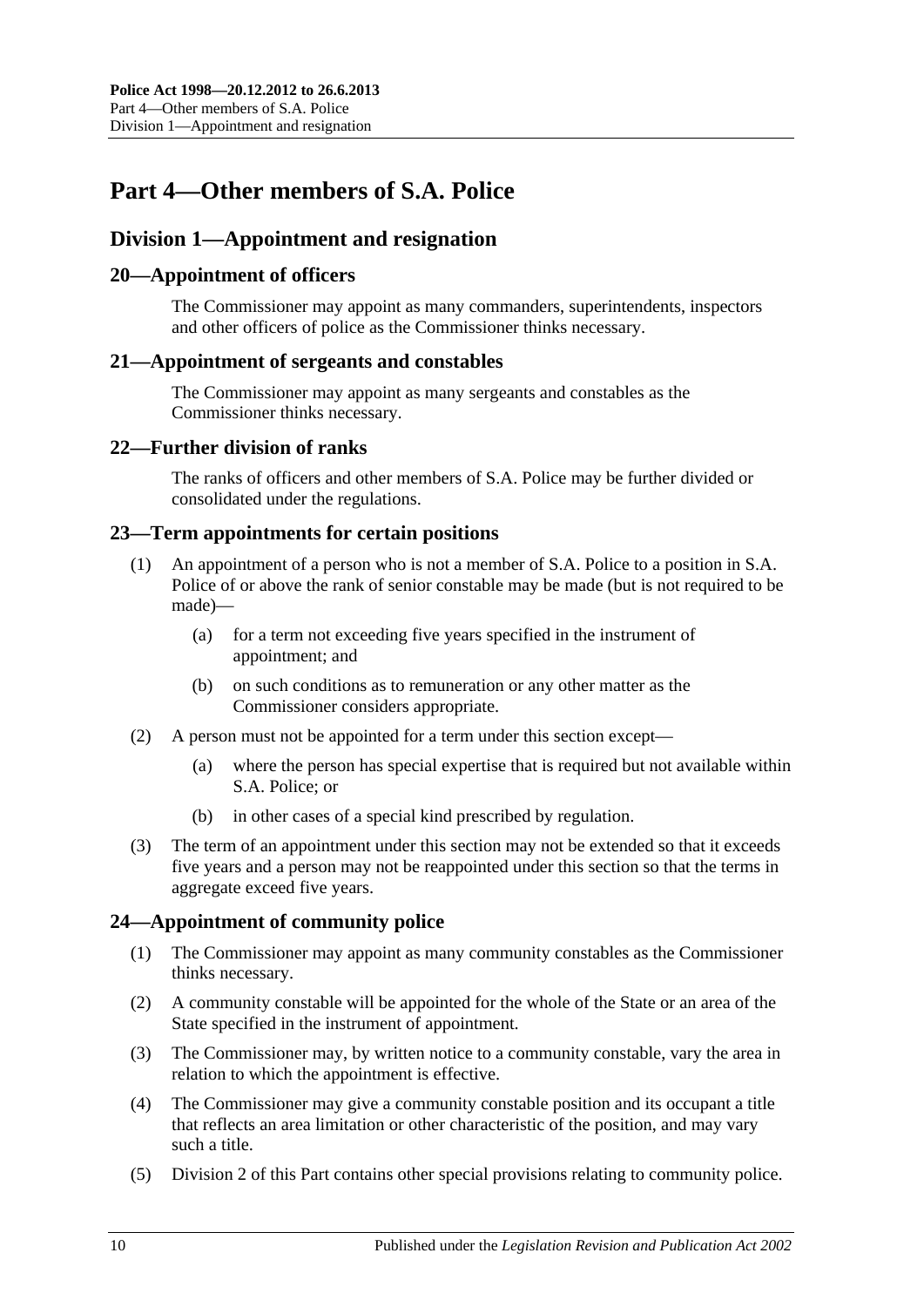# Part 4—Other members of S.A. Police

## Division 1—Appointment and resignation

### 20—Appointment of officers

The Commissioner may appoint as many commanders, superintendents, inspectors and other officers of police as the Commissioner thinks necessary.

### 21—Appointment of sergeants and constables

The Commissioner may appoint as many sergeants and constables as the Commissioner thinks necessary.

### 22—Further division of ranks

The ranks of officers and other members of S.A. Police may be further divided or consolidated under the regulations.

### 23—Term appointments for certain positions

(1) An appointment of a person who is not a member of S.A. Police to a position in S.A. Police of or above the rank of senior constable may be made (but is not required to be made)—

(a) for a term not exceeding five years specified in the instrument of appointment; and

(b) on such conditions as to remuneration or any other matter as the Commissioner considers appropriate.

(2) A person must not be appointed for a term under this section except—

(a) where the person has special expertise that is required but not available within S.A. Police; or

(b) in other cases of a special kind prescribed by regulation.

(3) The term of an appointment under this section may not be extended so that it exceeds five years and a person may not be reappointed under this section so that the terms in aggregate exceed five years.

### 24—Appointment of community police

(1) The Commissioner may appoint as many community constables as the Commissioner thinks necessary.

(2) A community constable will be appointed for the whole of the State or an area of the State specified in the instrument of appointment.

(3) The Commissioner may, by written notice to a community constable, vary the area in relation to which the appointment is effective.

(4) The Commissioner may give a community constable position and its occupant a title that reflects an area limitation or other characteristic of the position, and may vary such a title.

(5) Division 2 of this Part contains other special provisions relating to community police.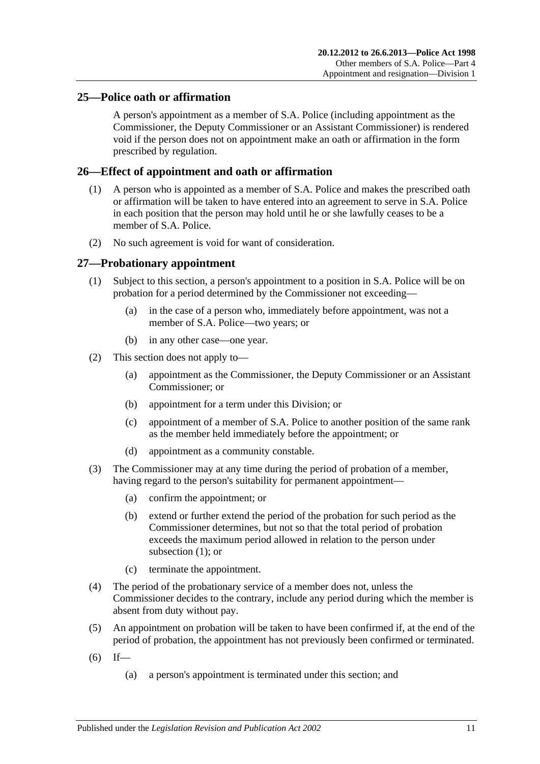## 25—Police oath or affirmation

A person's appointment as a member of S.A. Police (including appointment as the Commissioner, the Deputy Commissioner or an Assistant Commissioner) is rendered void if the person does not on appointment make an oath or affirmation in the form prescribed by regulation.

## 26—Effect of appointment and oath or affirmation

(1) A person who is appointed as a member of S.A. Police and makes the prescribed oath or affirmation will be taken to have entered into an agreement to serve in S.A. Police in each position that the person may hold until he or she lawfully ceases to be a member of S.A. Police.

(2) No such agreement is void for want of consideration.

## 27—Probationary appointment

(1) Subject to this section, a person's appointment to a position in S.A. Police will be on probation for a period determined by the Commissioner not exceeding—

(a) in the case of a person who, immediately before appointment, was not a member of S.A. Police—two years; or

(b) in any other case—one year.

(2) This section does not apply to—

(a) appointment as the Commissioner, the Deputy Commissioner or an Assistant Commissioner; or

(b) appointment for a term under this Division; or

(c) appointment of a member of S.A. Police to another position of the same rank as the member held immediately before the appointment; or

(d) appointment as a community constable.

(3) The Commissioner may at any time during the period of probation of a member, having regard to the person's suitability for permanent appointment—

(a) confirm the appointment; or

(b) extend or further extend the period of the probation for such period as the Commissioner determines, but not so that the total period of probation exceeds the maximum period allowed in relation to the person under subsection (1); or

(c) terminate the appointment.

(4) The period of the probationary service of a member does not, unless the Commissioner decides to the contrary, include any period during which the member is absent from duty without pay.

(5) An appointment on probation will be taken to have been confirmed if, at the end of the period of probation, the appointment has not previously been confirmed or terminated.

(6) If—

(a) a person's appointment is terminated under this section; and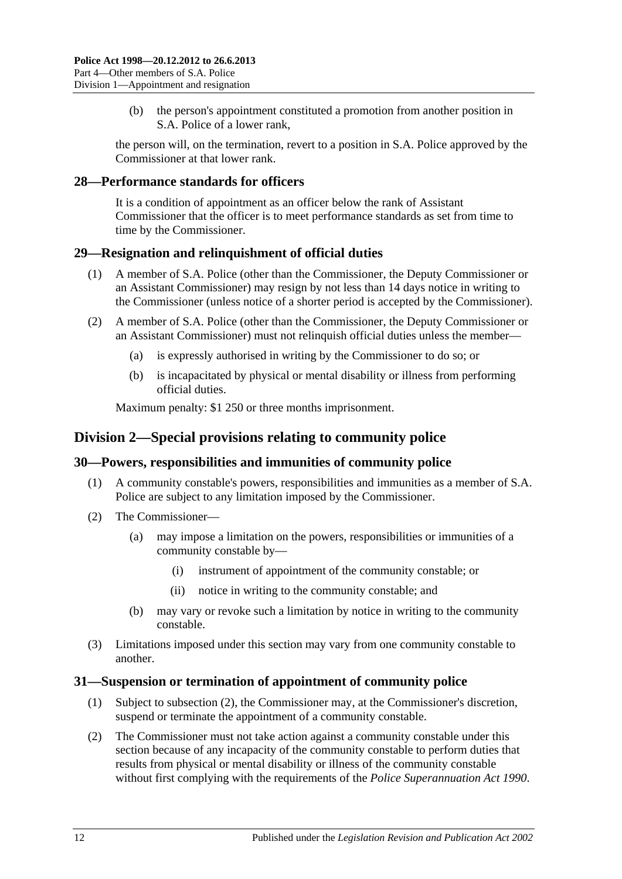(b) the person's appointment constituted a promotion from another position in S.A. Police of a lower rank,

the person will, on the termination, revert to a position in S.A. Police approved by the Commissioner at that lower rank.

## 28—Performance standards for officers

It is a condition of appointment as an officer below the rank of Assistant Commissioner that the officer is to meet performance standards as set from time to time by the Commissioner.

## 29—Resignation and relinquishment of official duties

(1) A member of S.A. Police (other than the Commissioner, the Deputy Commissioner or an Assistant Commissioner) may resign by not less than 14 days notice in writing to the Commissioner (unless notice of a shorter period is accepted by the Commissioner).

(2) A member of S.A. Police (other than the Commissioner, the Deputy Commissioner or an Assistant Commissioner) must not relinquish official duties unless the member—

- (a) is expressly authorised in writing by the Commissioner to do so; or
- (b) is incapacitated by physical or mental disability or illness from performing official duties.

Maximum penalty: $1 250 or three months imprisonment.

# Division 2—Special provisions relating to community police

## 30—Powers, responsibilities and immunities of community police

(1) A community constable's powers, responsibilities and immunities as a member of S.A. Police are subject to any limitation imposed by the Commissioner.

(2) The Commissioner—

- (a) may impose a limitation on the powers, responsibilities or immunities of a community constable by—
  - (i) instrument of appointment of the community constable; or
  - (ii) notice in writing to the community constable; and
- (b) may vary or revoke such a limitation by notice in writing to the community constable.

(3) Limitations imposed under this section may vary from one community constable to another.

## 31—Suspension or termination of appointment of community police

(1) Subject to subsection (2), the Commissioner may, at the Commissioner's discretion, suspend or terminate the appointment of a community constable.

(2) The Commissioner must not take action against a community constable under this section because of any incapacity of the community constable to perform duties that results from physical or mental disability or illness of the community constable without first complying with the requirements of the *Police Superannuation Act 1990*.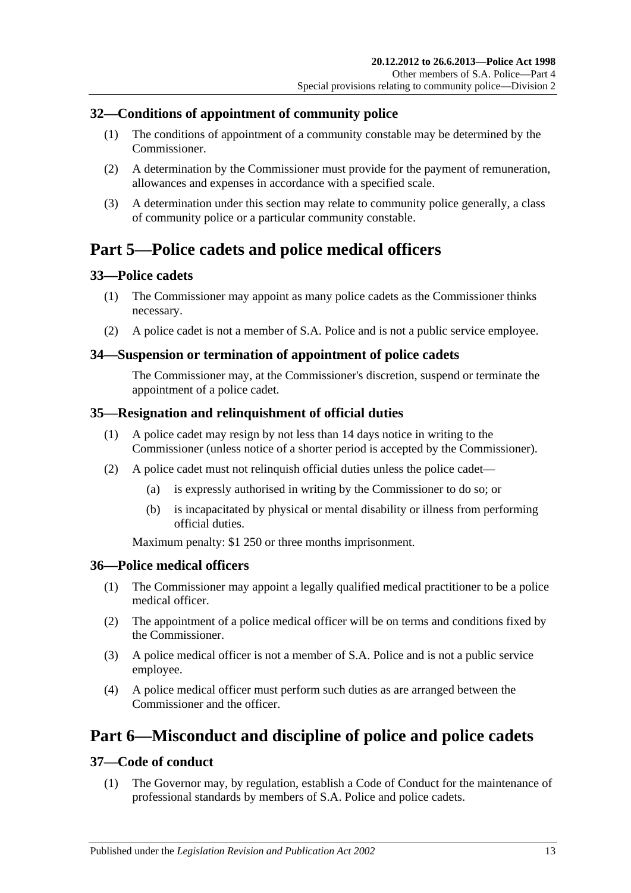### 32—Conditions of appointment of community police

(1) The conditions of appointment of a community constable may be determined by the Commissioner.

(2) A determination by the Commissioner must provide for the payment of remuneration, allowances and expenses in accordance with a specified scale.

(3) A determination under this section may relate to community police generally, a class of community police or a particular community constable.

## Part 5—Police cadets and police medical officers

### 33—Police cadets

(1) The Commissioner may appoint as many police cadets as the Commissioner thinks necessary.

(2) A police cadet is not a member of S.A. Police and is not a public service employee.

### 34—Suspension or termination of appointment of police cadets

The Commissioner may, at the Commissioner's discretion, suspend or terminate the appointment of a police cadet.

### 35—Resignation and relinquishment of official duties

(1) A police cadet may resign by not less than 14 days notice in writing to the Commissioner (unless notice of a shorter period is accepted by the Commissioner).

(2) A police cadet must not relinquish official duties unless the police cadet—

(a) is expressly authorised in writing by the Commissioner to do so; or

(b) is incapacitated by physical or mental disability or illness from performing official duties.

Maximum penalty: $1 250 or three months imprisonment.

### 36—Police medical officers

(1) The Commissioner may appoint a legally qualified medical practitioner to be a police medical officer.

(2) The appointment of a police medical officer will be on terms and conditions fixed by the Commissioner.

(3) A police medical officer is not a member of S.A. Police and is not a public service employee.

(4) A police medical officer must perform such duties as are arranged between the Commissioner and the officer.

## Part 6—Misconduct and discipline of police and police cadets

### 37—Code of conduct

(1) The Governor may, by regulation, establish a Code of Conduct for the maintenance of professional standards by members of S.A. Police and police cadets.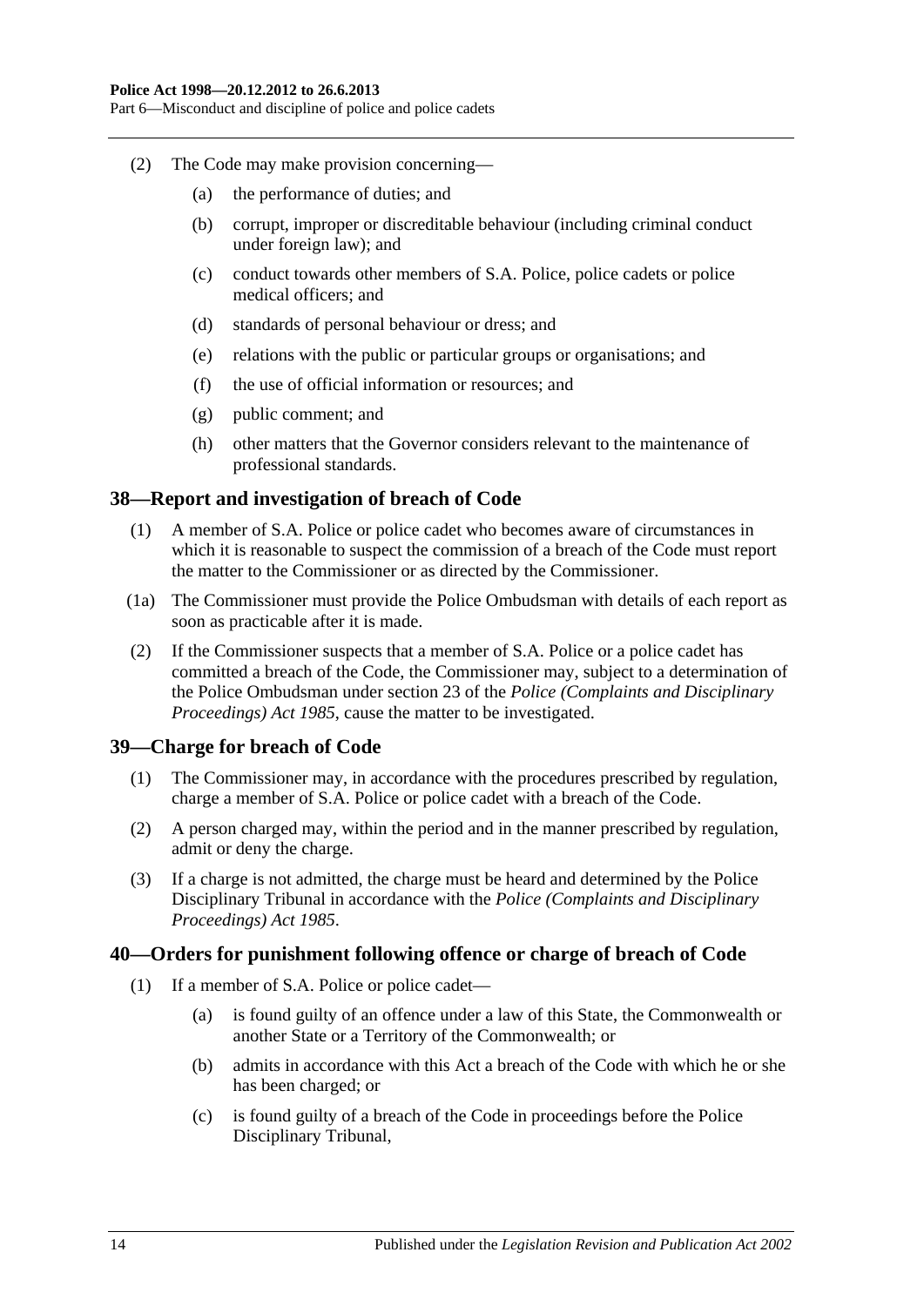(2) The Code may make provision concerning—

(a) the performance of duties; and

(b) corrupt, improper or discreditable behaviour (including criminal conduct under foreign law); and

(c) conduct towards other members of S.A. Police, police cadets or police medical officers; and

(d) standards of personal behaviour or dress; and

(e) relations with the public or particular groups or organisations; and

(f) the use of official information or resources; and

(g) public comment; and

(h) other matters that the Governor considers relevant to the maintenance of professional standards.

## 38—Report and investigation of breach of Code

(1) A member of S.A. Police or police cadet who becomes aware of circumstances in which it is reasonable to suspect the commission of a breach of the Code must report the matter to the Commissioner or as directed by the Commissioner.

(1a) The Commissioner must provide the Police Ombudsman with details of each report as soon as practicable after it is made.

(2) If the Commissioner suspects that a member of S.A. Police or a police cadet has committed a breach of the Code, the Commissioner may, subject to a determination of the Police Ombudsman under section 23 of the *Police (Complaints and Disciplinary Proceedings) Act 1985*, cause the matter to be investigated.

## 39—Charge for breach of Code

(1) The Commissioner may, in accordance with the procedures prescribed by regulation, charge a member of S.A. Police or police cadet with a breach of the Code.

(2) A person charged may, within the period and in the manner prescribed by regulation, admit or deny the charge.

(3) If a charge is not admitted, the charge must be heard and determined by the Police Disciplinary Tribunal in accordance with the *Police (Complaints and Disciplinary Proceedings) Act 1985*.

## 40—Orders for punishment following offence or charge of breach of Code

(1) If a member of S.A. Police or police cadet—

(a) is found guilty of an offence under a law of this State, the Commonwealth or another State or a Territory of the Commonwealth; or

(b) admits in accordance with this Act a breach of the Code with which he or she has been charged; or

(c) is found guilty of a breach of the Code in proceedings before the Police Disciplinary Tribunal,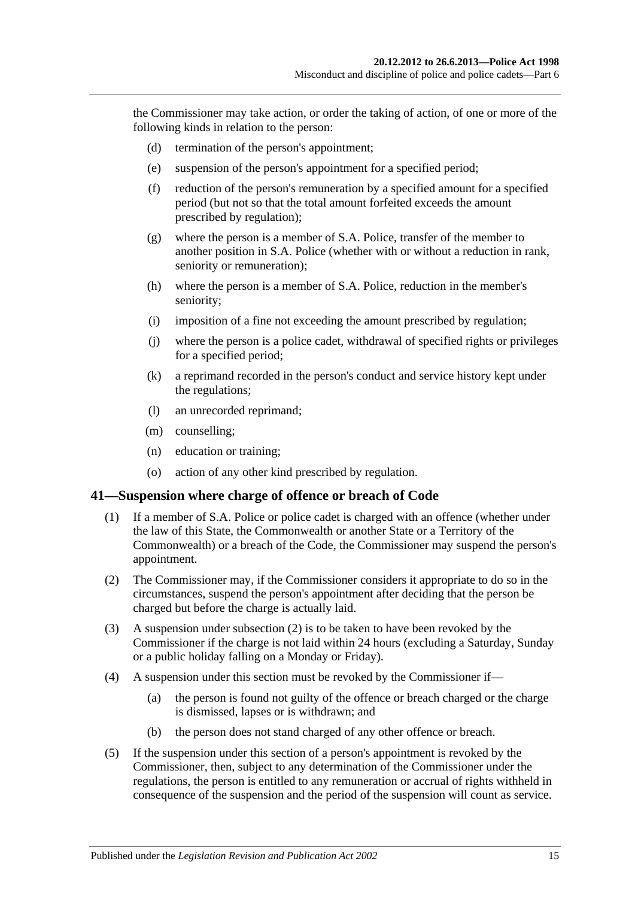the Commissioner may take action, or order the taking of action, of one or more of the following kinds in relation to the person:

(d) termination of the person's appointment;

(e) suspension of the person's appointment for a specified period;

(f) reduction of the person's remuneration by a specified amount for a specified period (but not so that the total amount forfeited exceeds the amount prescribed by regulation);

(g) where the person is a member of S.A. Police, transfer of the member to another position in S.A. Police (whether with or without a reduction in rank, seniority or remuneration);

(h) where the person is a member of S.A. Police, reduction in the member's seniority;

(i) imposition of a fine not exceeding the amount prescribed by regulation;

(j) where the person is a police cadet, withdrawal of specified rights or privileges for a specified period;

(k) a reprimand recorded in the person's conduct and service history kept under the regulations;

(l) an unrecorded reprimand;

(m) counselling;

(n) education or training;

(o) action of any other kind prescribed by regulation.

## 41—Suspension where charge of offence or breach of Code

(1) If a member of S.A. Police or police cadet is charged with an offence (whether under the law of this State, the Commonwealth or another State or a Territory of the Commonwealth) or a breach of the Code, the Commissioner may suspend the person's appointment.

(2) The Commissioner may, if the Commissioner considers it appropriate to do so in the circumstances, suspend the person's appointment after deciding that the person be charged but before the charge is actually laid.

(3) A suspension under subsection (2) is to be taken to have been revoked by the Commissioner if the charge is not laid within 24 hours (excluding a Saturday, Sunday or a public holiday falling on a Monday or Friday).

(4) A suspension under this section must be revoked by the Commissioner if—

(a) the person is found not guilty of the offence or breach charged or the charge is dismissed, lapses or is withdrawn; and

(b) the person does not stand charged of any other offence or breach.

(5) If the suspension under this section of a person's appointment is revoked by the Commissioner, then, subject to any determination of the Commissioner under the regulations, the person is entitled to any remuneration or accrual of rights withheld in consequence of the suspension and the period of the suspension will count as service.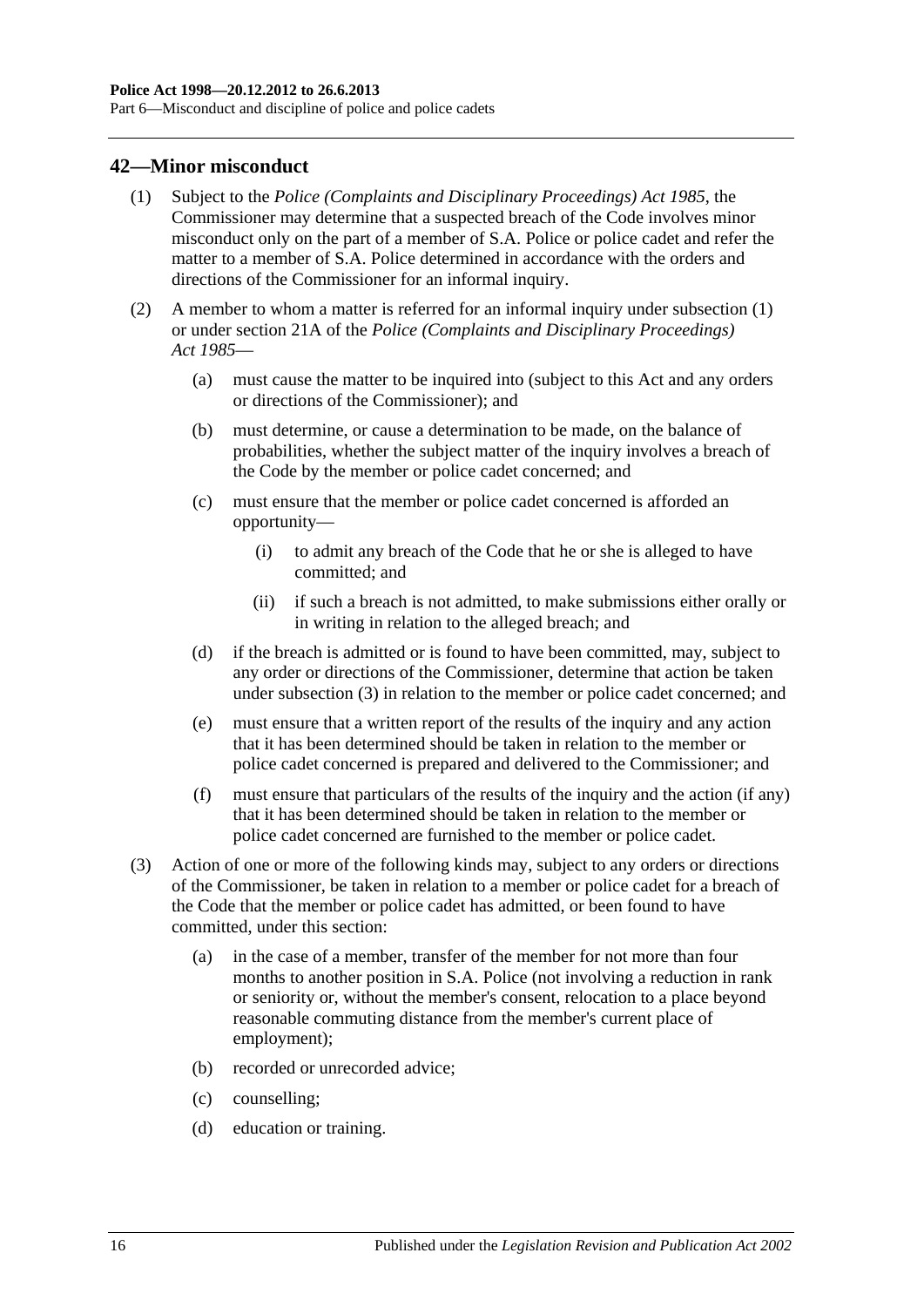## 42—Minor misconduct

(1) Subject to the *Police (Complaints and Disciplinary Proceedings) Act 1985*, the Commissioner may determine that a suspected breach of the Code involves minor misconduct only on the part of a member of S.A. Police or police cadet and refer the matter to a member of S.A. Police determined in accordance with the orders and directions of the Commissioner for an informal inquiry.

(2) A member to whom a matter is referred for an informal inquiry under subsection (1) or under section 21A of the *Police (Complaints and Disciplinary Proceedings) Act 1985*—

(a) must cause the matter to be inquired into (subject to this Act and any orders or directions of the Commissioner); and

(b) must determine, or cause a determination to be made, on the balance of probabilities, whether the subject matter of the inquiry involves a breach of the Code by the member or police cadet concerned; and

(c) must ensure that the member or police cadet concerned is afforded an opportunity—

(i) to admit any breach of the Code that he or she is alleged to have committed; and

(ii) if such a breach is not admitted, to make submissions either orally or in writing in relation to the alleged breach; and

(d) if the breach is admitted or is found to have been committed, may, subject to any order or directions of the Commissioner, determine that action be taken under subsection (3) in relation to the member or police cadet concerned; and

(e) must ensure that a written report of the results of the inquiry and any action that it has been determined should be taken in relation to the member or police cadet concerned is prepared and delivered to the Commissioner; and

(f) must ensure that particulars of the results of the inquiry and the action (if any) that it has been determined should be taken in relation to the member or police cadet concerned are furnished to the member or police cadet.

(3) Action of one or more of the following kinds may, subject to any orders or directions of the Commissioner, be taken in relation to a member or police cadet for a breach of the Code that the member or police cadet has admitted, or been found to have committed, under this section:

(a) in the case of a member, transfer of the member for not more than four months to another position in S.A. Police (not involving a reduction in rank or seniority or, without the member's consent, relocation to a place beyond reasonable commuting distance from the member's current place of employment);

(b) recorded or unrecorded advice;

(c) counselling;

(d) education or training.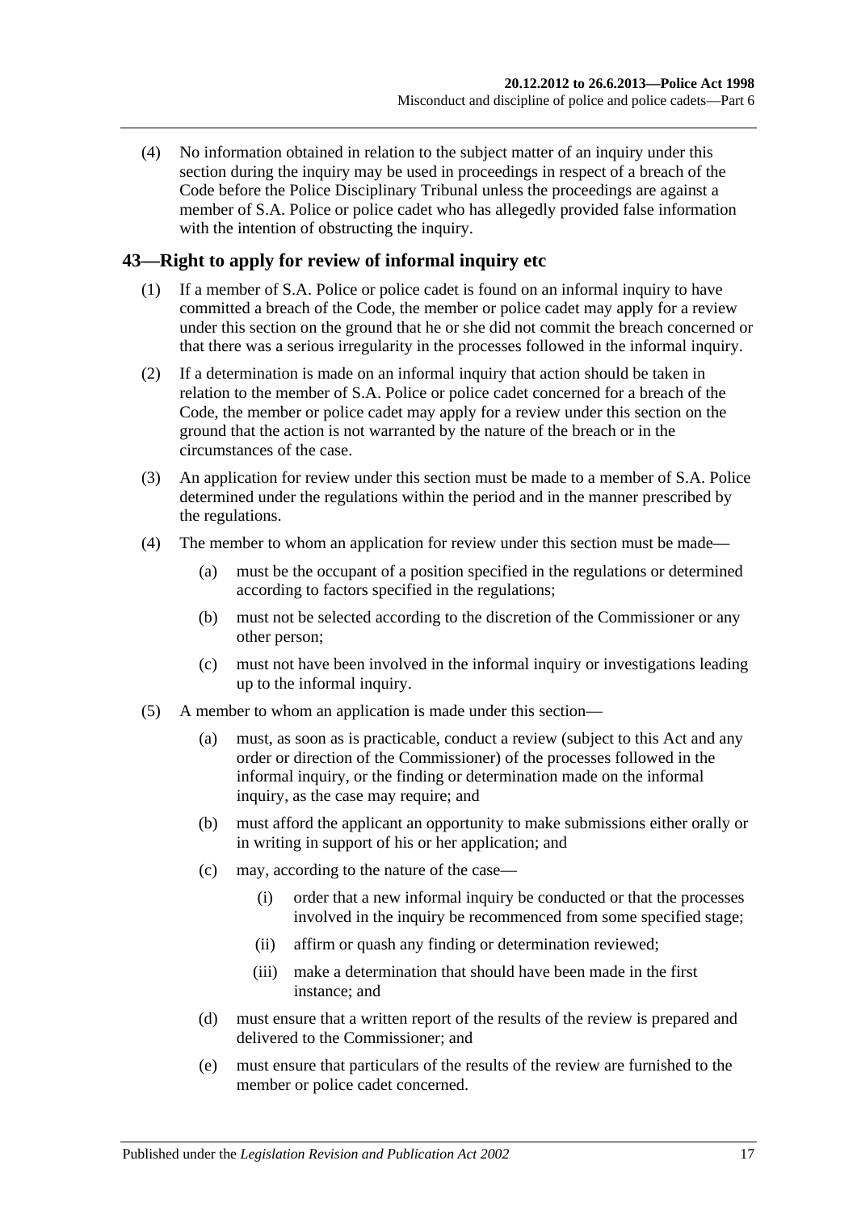(4) No information obtained in relation to the subject matter of an inquiry under this section during the inquiry may be used in proceedings in respect of a breach of the Code before the Police Disciplinary Tribunal unless the proceedings are against a member of S.A. Police or police cadet who has allegedly provided false information with the intention of obstructing the inquiry.

## 43—Right to apply for review of informal inquiry etc

(1) If a member of S.A. Police or police cadet is found on an informal inquiry to have committed a breach of the Code, the member or police cadet may apply for a review under this section on the ground that he or she did not commit the breach concerned or that there was a serious irregularity in the processes followed in the informal inquiry.

(2) If a determination is made on an informal inquiry that action should be taken in relation to the member of S.A. Police or police cadet concerned for a breach of the Code, the member or police cadet may apply for a review under this section on the ground that the action is not warranted by the nature of the breach or in the circumstances of the case.

(3) An application for review under this section must be made to a member of S.A. Police determined under the regulations within the period and in the manner prescribed by the regulations.

(4) The member to whom an application for review under this section must be made—

- (a) must be the occupant of a position specified in the regulations or determined according to factors specified in the regulations;
- (b) must not be selected according to the discretion of the Commissioner or any other person;
- (c) must not have been involved in the informal inquiry or investigations leading up to the informal inquiry.

(5) A member to whom an application is made under this section—

- (a) must, as soon as is practicable, conduct a review (subject to this Act and any order or direction of the Commissioner) of the processes followed in the informal inquiry, or the finding or determination made on the informal inquiry, as the case may require; and
- (b) must afford the applicant an opportunity to make submissions either orally or in writing in support of his or her application; and
- (c) may, according to the nature of the case—
  - (i) order that a new informal inquiry be conducted or that the processes involved in the inquiry be recommenced from some specified stage;
  - (ii) affirm or quash any finding or determination reviewed;
  - (iii) make a determination that should have been made in the first instance; and
- (d) must ensure that a written report of the results of the review is prepared and delivered to the Commissioner; and
- (e) must ensure that particulars of the results of the review are furnished to the member or police cadet concerned.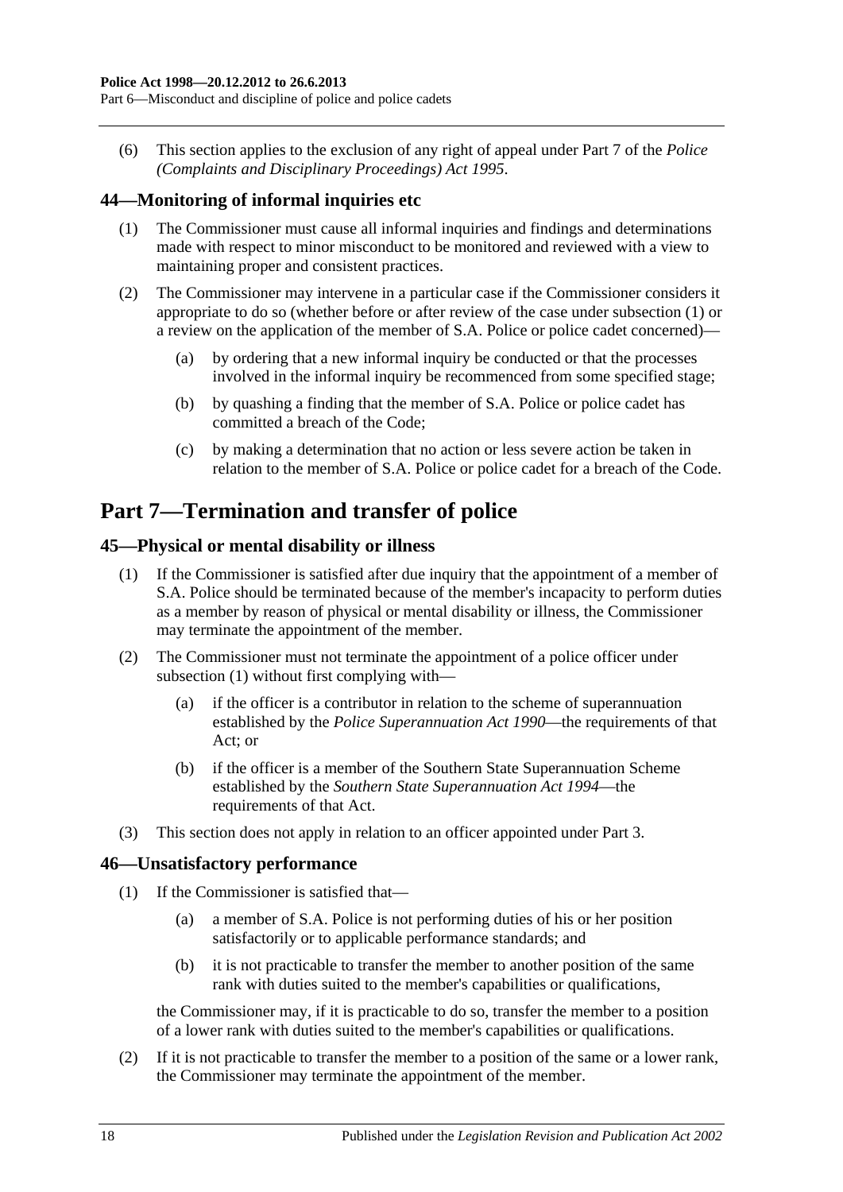(6) This section applies to the exclusion of any right of appeal under Part 7 of the *Police (Complaints and Disciplinary Proceedings) Act 1995*.

### 44—Monitoring of informal inquiries etc

(1) The Commissioner must cause all informal inquiries and findings and determinations made with respect to minor misconduct to be monitored and reviewed with a view to maintaining proper and consistent practices.

(2) The Commissioner may intervene in a particular case if the Commissioner considers it appropriate to do so (whether before or after review of the case under subsection (1) or a review on the application of the member of S.A. Police or police cadet concerned)—

(a) by ordering that a new informal inquiry be conducted or that the processes involved in the informal inquiry be recommenced from some specified stage;

(b) by quashing a finding that the member of S.A. Police or police cadet has committed a breach of the Code;

(c) by making a determination that no action or less severe action be taken in relation to the member of S.A. Police or police cadet for a breach of the Code.

## Part 7—Termination and transfer of police

### 45—Physical or mental disability or illness

(1) If the Commissioner is satisfied after due inquiry that the appointment of a member of S.A. Police should be terminated because of the member's incapacity to perform duties as a member by reason of physical or mental disability or illness, the Commissioner may terminate the appointment of the member.

(2) The Commissioner must not terminate the appointment of a police officer under subsection (1) without first complying with—

(a) if the officer is a contributor in relation to the scheme of superannuation established by the *Police Superannuation Act 1990*—the requirements of that Act; or

(b) if the officer is a member of the Southern State Superannuation Scheme established by the *Southern State Superannuation Act 1994*—the requirements of that Act.

(3) This section does not apply in relation to an officer appointed under Part 3.

### 46—Unsatisfactory performance

(1) If the Commissioner is satisfied that—

(a) a member of S.A. Police is not performing duties of his or her position satisfactorily or to applicable performance standards; and

(b) it is not practicable to transfer the member to another position of the same rank with duties suited to the member's capabilities or qualifications,

the Commissioner may, if it is practicable to do so, transfer the member to a position of a lower rank with duties suited to the member's capabilities or qualifications.

(2) If it is not practicable to transfer the member to a position of the same or a lower rank, the Commissioner may terminate the appointment of the member.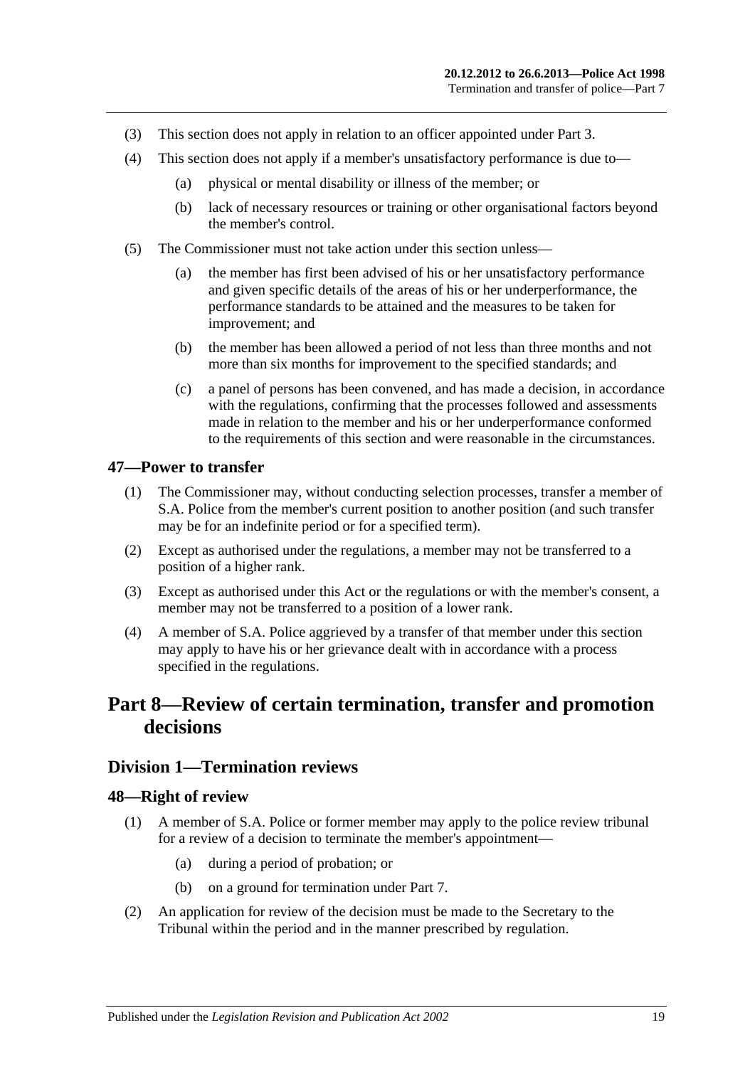(3) This section does not apply in relation to an officer appointed under Part 3.

(4) This section does not apply if a member's unsatisfactory performance is due to—

  (a) physical or mental disability or illness of the member; or

  (b) lack of necessary resources or training or other organisational factors beyond the member's control.

(5) The Commissioner must not take action under this section unless—

  (a) the member has first been advised of his or her unsatisfactory performance and given specific details of the areas of his or her underperformance, the performance standards to be attained and the measures to be taken for improvement; and

  (b) the member has been allowed a period of not less than three months and not more than six months for improvement to the specified standards; and

  (c) a panel of persons has been convened, and has made a decision, in accordance with the regulations, confirming that the processes followed and assessments made in relation to the member and his or her underperformance conformed to the requirements of this section and were reasonable in the circumstances.

### 47—Power to transfer

(1) The Commissioner may, without conducting selection processes, transfer a member of S.A. Police from the member's current position to another position (and such transfer may be for an indefinite period or for a specified term).

(2) Except as authorised under the regulations, a member may not be transferred to a position of a higher rank.

(3) Except as authorised under this Act or the regulations or with the member's consent, a member may not be transferred to a position of a lower rank.

(4) A member of S.A. Police aggrieved by a transfer of that member under this section may apply to have his or her grievance dealt with in accordance with a process specified in the regulations.

# Part 8—Review of certain termination, transfer and promotion decisions

## Division 1—Termination reviews

### 48—Right of review

(1) A member of S.A. Police or former member may apply to the police review tribunal for a review of a decision to terminate the member's appointment—

  (a) during a period of probation; or

  (b) on a ground for termination under Part 7.

(2) An application for review of the decision must be made to the Secretary to the Tribunal within the period and in the manner prescribed by regulation.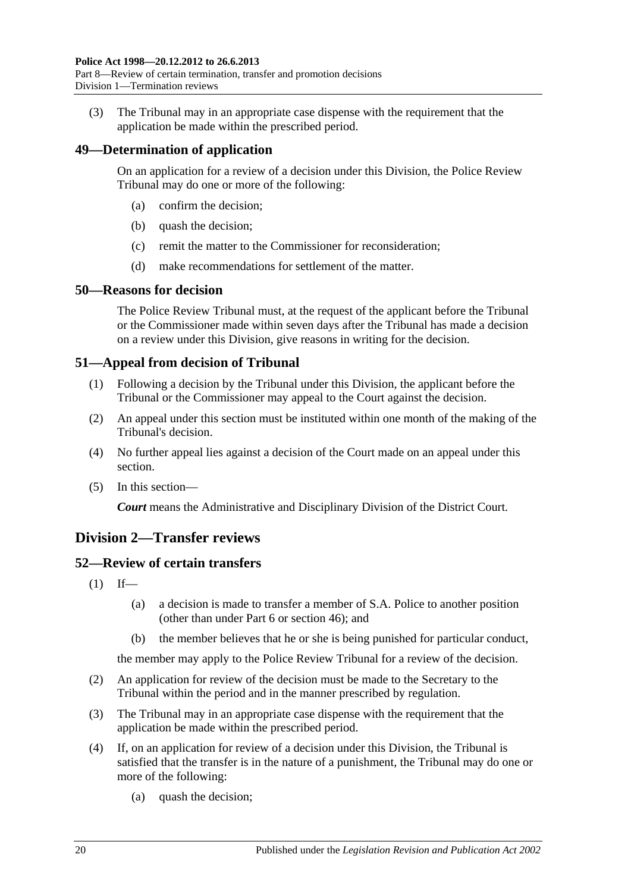(3) The Tribunal may in an appropriate case dispense with the requirement that the application be made within the prescribed period.

### 49—Determination of application

On an application for a review of a decision under this Division, the Police Review Tribunal may do one or more of the following:

- (a) confirm the decision;
- (b) quash the decision;
- (c) remit the matter to the Commissioner for reconsideration;
- (d) make recommendations for settlement of the matter.

### 50—Reasons for decision

The Police Review Tribunal must, at the request of the applicant before the Tribunal or the Commissioner made within seven days after the Tribunal has made a decision on a review under this Division, give reasons in writing for the decision.

### 51—Appeal from decision of Tribunal

(1) Following a decision by the Tribunal under this Division, the applicant before the Tribunal or the Commissioner may appeal to the Court against the decision.

(2) An appeal under this section must be instituted within one month of the making of the Tribunal's decision.

(4) No further appeal lies against a decision of the Court made on an appeal under this section.

(5) In this section—

***Court*** means the Administrative and Disciplinary Division of the District Court.

## Division 2—Transfer reviews

### 52—Review of certain transfers

(1) If—

- (a) a decision is made to transfer a member of S.A. Police to another position (other than under Part 6 or section 46); and
- (b) the member believes that he or she is being punished for particular conduct,

the member may apply to the Police Review Tribunal for a review of the decision.

(2) An application for review of the decision must be made to the Secretary to the Tribunal within the period and in the manner prescribed by regulation.

(3) The Tribunal may in an appropriate case dispense with the requirement that the application be made within the prescribed period.

(4) If, on an application for review of a decision under this Division, the Tribunal is satisfied that the transfer is in the nature of a punishment, the Tribunal may do one or more of the following:

- (a) quash the decision;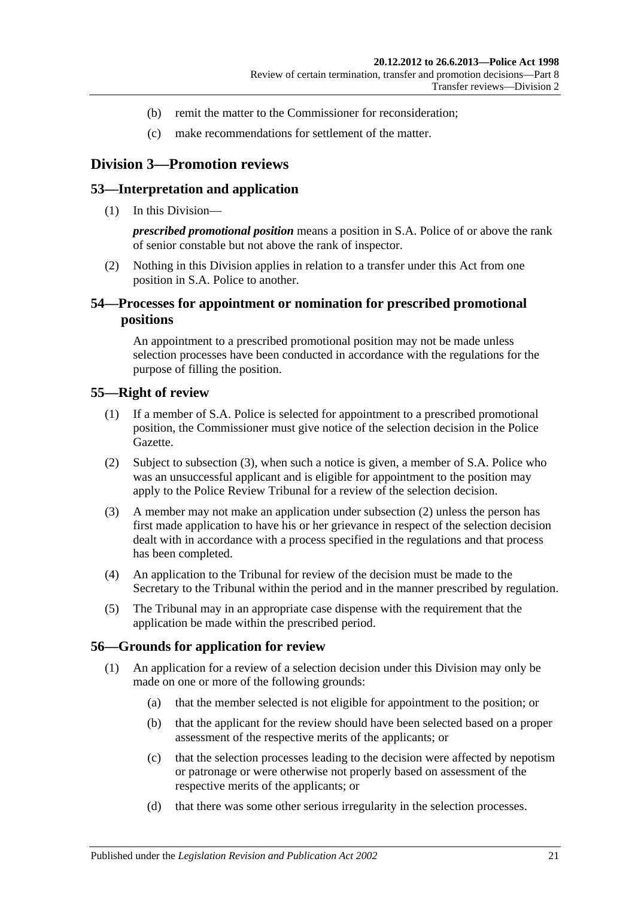(b) remit the matter to the Commissioner for reconsideration;

(c) make recommendations for settlement of the matter.

## Division 3—Promotion reviews

### 53—Interpretation and application

(1) In this Division—

***prescribed promotional position*** means a position in S.A. Police of or above the rank of senior constable but not above the rank of inspector.

(2) Nothing in this Division applies in relation to a transfer under this Act from one position in S.A. Police to another.

### 54—Processes for appointment or nomination for prescribed promotional positions

An appointment to a prescribed promotional position may not be made unless selection processes have been conducted in accordance with the regulations for the purpose of filling the position.

### 55—Right of review

(1) If a member of S.A. Police is selected for appointment to a prescribed promotional position, the Commissioner must give notice of the selection decision in the Police Gazette.

(2) Subject to subsection (3), when such a notice is given, a member of S.A. Police who was an unsuccessful applicant and is eligible for appointment to the position may apply to the Police Review Tribunal for a review of the selection decision.

(3) A member may not make an application under subsection (2) unless the person has first made application to have his or her grievance in respect of the selection decision dealt with in accordance with a process specified in the regulations and that process has been completed.

(4) An application to the Tribunal for review of the decision must be made to the Secretary to the Tribunal within the period and in the manner prescribed by regulation.

(5) The Tribunal may in an appropriate case dispense with the requirement that the application be made within the prescribed period.

### 56—Grounds for application for review

(1) An application for a review of a selection decision under this Division may only be made on one or more of the following grounds:

(a) that the member selected is not eligible for appointment to the position; or

(b) that the applicant for the review should have been selected based on a proper assessment of the respective merits of the applicants; or

(c) that the selection processes leading to the decision were affected by nepotism or patronage or were otherwise not properly based on assessment of the respective merits of the applicants; or

(d) that there was some other serious irregularity in the selection processes.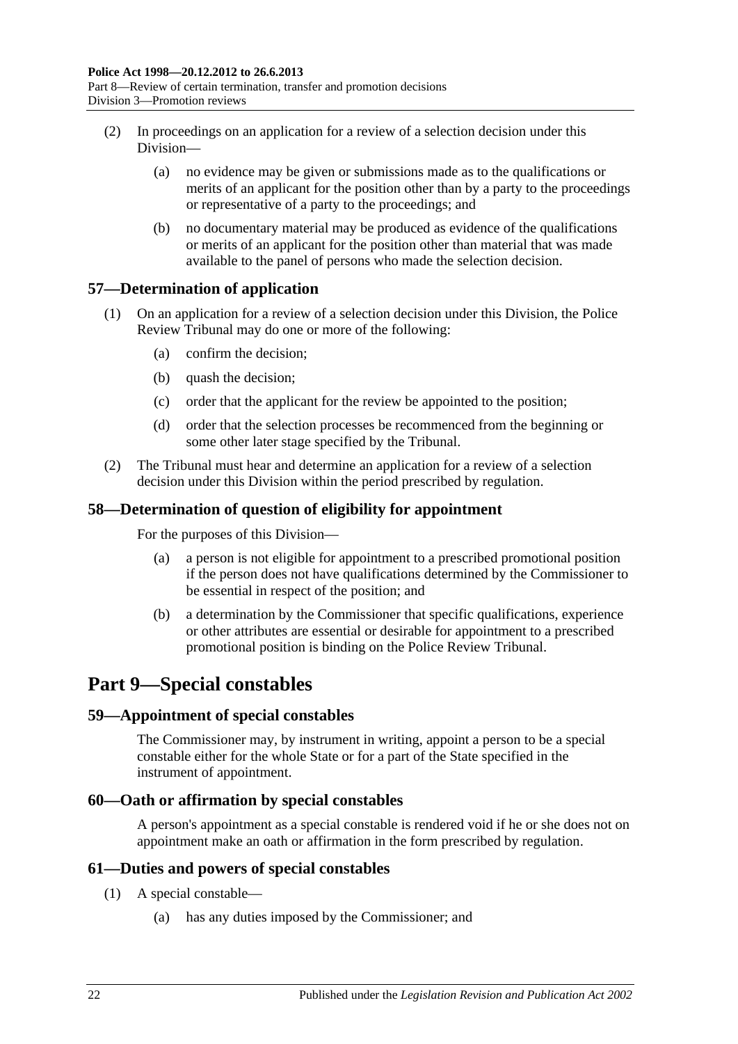(2) In proceedings on an application for a review of a selection decision under this Division—

(a) no evidence may be given or submissions made as to the qualifications or merits of an applicant for the position other than by a party to the proceedings or representative of a party to the proceedings; and

(b) no documentary material may be produced as evidence of the qualifications or merits of an applicant for the position other than material that was made available to the panel of persons who made the selection decision.

### 57—Determination of application

(1) On an application for a review of a selection decision under this Division, the Police Review Tribunal may do one or more of the following:

(a) confirm the decision;

(b) quash the decision;

(c) order that the applicant for the review be appointed to the position;

(d) order that the selection processes be recommenced from the beginning or some other later stage specified by the Tribunal.

(2) The Tribunal must hear and determine an application for a review of a selection decision under this Division within the period prescribed by regulation.

### 58—Determination of question of eligibility for appointment

For the purposes of this Division—

(a) a person is not eligible for appointment to a prescribed promotional position if the person does not have qualifications determined by the Commissioner to be essential in respect of the position; and

(b) a determination by the Commissioner that specific qualifications, experience or other attributes are essential or desirable for appointment to a prescribed promotional position is binding on the Police Review Tribunal.

## Part 9—Special constables

### 59—Appointment of special constables

The Commissioner may, by instrument in writing, appoint a person to be a special constable either for the whole State or for a part of the State specified in the instrument of appointment.

### 60—Oath or affirmation by special constables

A person's appointment as a special constable is rendered void if he or she does not on appointment make an oath or affirmation in the form prescribed by regulation.

### 61—Duties and powers of special constables

(1) A special constable—

(a) has any duties imposed by the Commissioner; and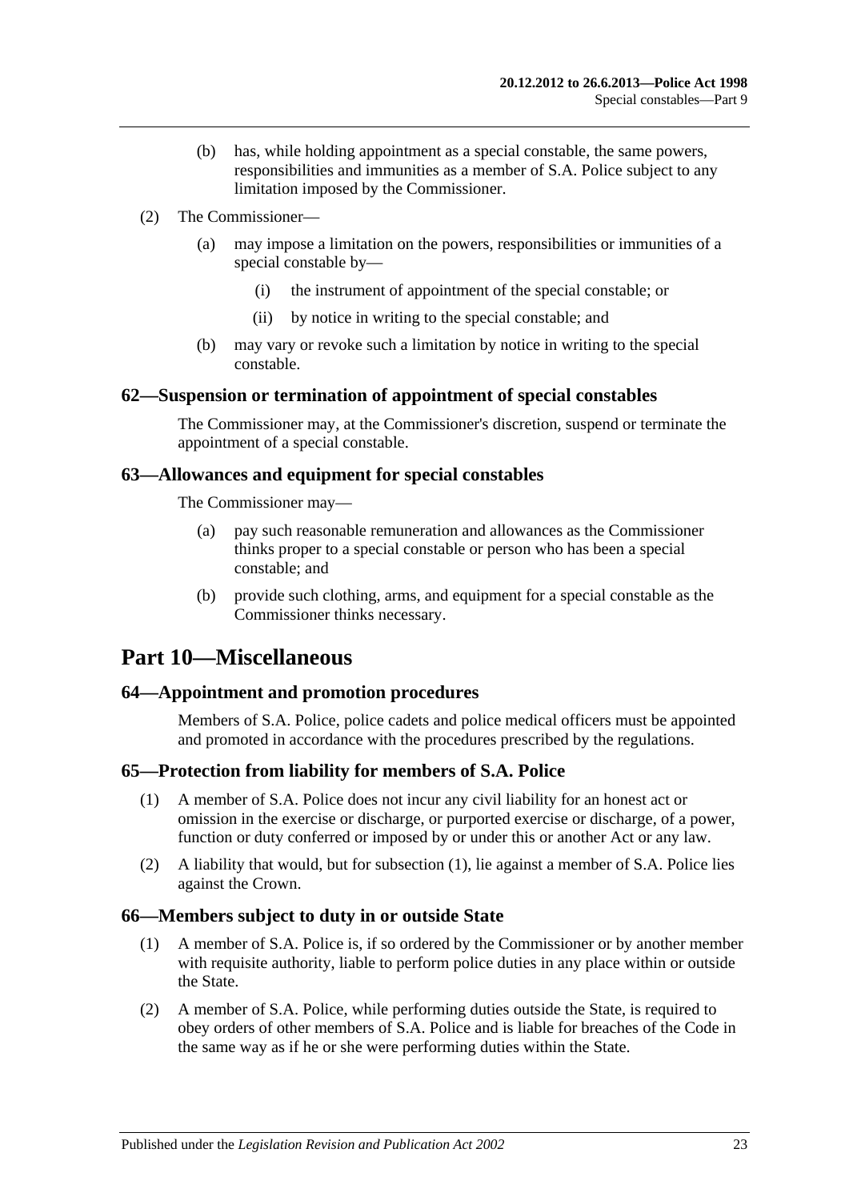(b) has, while holding appointment as a special constable, the same powers, responsibilities and immunities as a member of S.A. Police subject to any limitation imposed by the Commissioner.

(2) The Commissioner—

(a) may impose a limitation on the powers, responsibilities or immunities of a special constable by—

(i) the instrument of appointment of the special constable; or

(ii) by notice in writing to the special constable; and

(b) may vary or revoke such a limitation by notice in writing to the special constable.

## 62—Suspension or termination of appointment of special constables

The Commissioner may, at the Commissioner's discretion, suspend or terminate the appointment of a special constable.

## 63—Allowances and equipment for special constables

The Commissioner may—

(a) pay such reasonable remuneration and allowances as the Commissioner thinks proper to a special constable or person who has been a special constable; and

(b) provide such clothing, arms, and equipment for a special constable as the Commissioner thinks necessary.

# Part 10—Miscellaneous

## 64—Appointment and promotion procedures

Members of S.A. Police, police cadets and police medical officers must be appointed and promoted in accordance with the procedures prescribed by the regulations.

## 65—Protection from liability for members of S.A. Police

(1) A member of S.A. Police does not incur any civil liability for an honest act or omission in the exercise or discharge, or purported exercise or discharge, of a power, function or duty conferred or imposed by or under this or another Act or any law.

(2) A liability that would, but for subsection (1), lie against a member of S.A. Police lies against the Crown.

## 66—Members subject to duty in or outside State

(1) A member of S.A. Police is, if so ordered by the Commissioner or by another member with requisite authority, liable to perform police duties in any place within or outside the State.

(2) A member of S.A. Police, while performing duties outside the State, is required to obey orders of other members of S.A. Police and is liable for breaches of the Code in the same way as if he or she were performing duties within the State.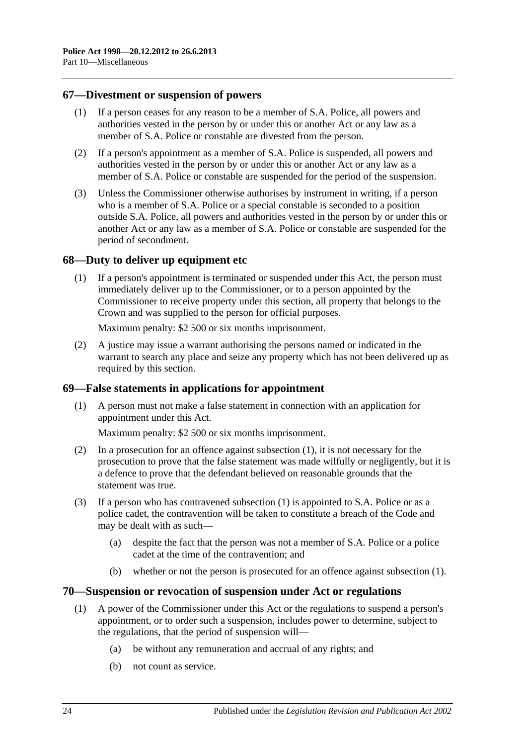## 67—Divestment or suspension of powers

(1) If a person ceases for any reason to be a member of S.A. Police, all powers and authorities vested in the person by or under this or another Act or any law as a member of S.A. Police or constable are divested from the person.

(2) If a person's appointment as a member of S.A. Police is suspended, all powers and authorities vested in the person by or under this or another Act or any law as a member of S.A. Police or constable are suspended for the period of the suspension.

(3) Unless the Commissioner otherwise authorises by instrument in writing, if a person who is a member of S.A. Police or a special constable is seconded to a position outside S.A. Police, all powers and authorities vested in the person by or under this or another Act or any law as a member of S.A. Police or constable are suspended for the period of secondment.

## 68—Duty to deliver up equipment etc

(1) If a person's appointment is terminated or suspended under this Act, the person must immediately deliver up to the Commissioner, or to a person appointed by the Commissioner to receive property under this section, all property that belongs to the Crown and was supplied to the person for official purposes.

Maximum penalty: $2 500 or six months imprisonment.

(2) A justice may issue a warrant authorising the persons named or indicated in the warrant to search any place and seize any property which has not been delivered up as required by this section.

## 69—False statements in applications for appointment

(1) A person must not make a false statement in connection with an application for appointment under this Act.

Maximum penalty: $2 500 or six months imprisonment.

(2) In a prosecution for an offence against subsection (1), it is not necessary for the prosecution to prove that the false statement was made wilfully or negligently, but it is a defence to prove that the defendant believed on reasonable grounds that the statement was true.

(3) If a person who has contravened subsection (1) is appointed to S.A. Police or as a police cadet, the contravention will be taken to constitute a breach of the Code and may be dealt with as such—

(a) despite the fact that the person was not a member of S.A. Police or a police cadet at the time of the contravention; and

(b) whether or not the person is prosecuted for an offence against subsection (1).

## 70—Suspension or revocation of suspension under Act or regulations

(1) A power of the Commissioner under this Act or the regulations to suspend a person's appointment, or to order such a suspension, includes power to determine, subject to the regulations, that the period of suspension will—

(a) be without any remuneration and accrual of any rights; and

(b) not count as service.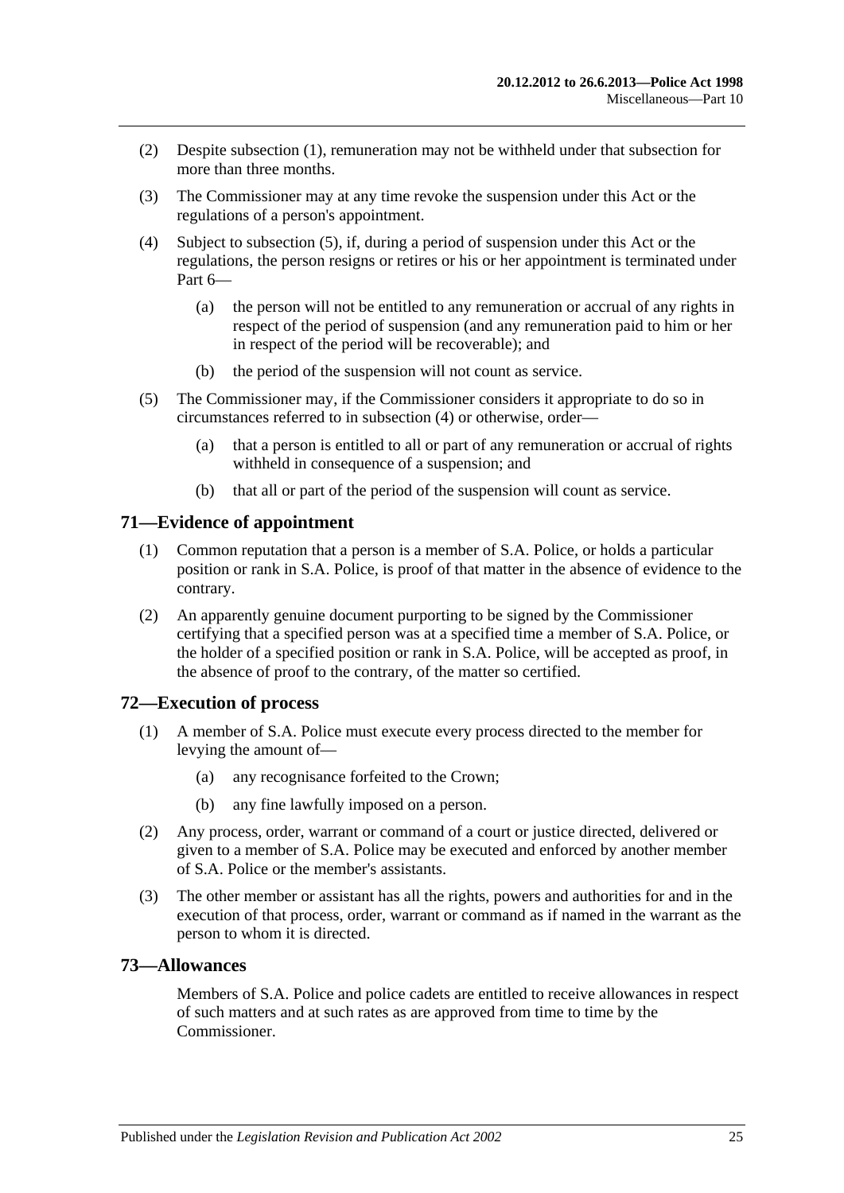(2) Despite subsection (1), remuneration may not be withheld under that subsection for more than three months.

(3) The Commissioner may at any time revoke the suspension under this Act or the regulations of a person's appointment.

(4) Subject to subsection (5), if, during a period of suspension under this Act or the regulations, the person resigns or retires or his or her appointment is terminated under Part 6—

(a) the person will not be entitled to any remuneration or accrual of any rights in respect of the period of suspension (and any remuneration paid to him or her in respect of the period will be recoverable); and

(b) the period of the suspension will not count as service.

(5) The Commissioner may, if the Commissioner considers it appropriate to do so in circumstances referred to in subsection (4) or otherwise, order—

(a) that a person is entitled to all or part of any remuneration or accrual of rights withheld in consequence of a suspension; and

(b) that all or part of the period of the suspension will count as service.

## 71—Evidence of appointment

(1) Common reputation that a person is a member of S.A. Police, or holds a particular position or rank in S.A. Police, is proof of that matter in the absence of evidence to the contrary.

(2) An apparently genuine document purporting to be signed by the Commissioner certifying that a specified person was at a specified time a member of S.A. Police, or the holder of a specified position or rank in S.A. Police, will be accepted as proof, in the absence of proof to the contrary, of the matter so certified.

## 72—Execution of process

(1) A member of S.A. Police must execute every process directed to the member for levying the amount of—

(a) any recognisance forfeited to the Crown;

(b) any fine lawfully imposed on a person.

(2) Any process, order, warrant or command of a court or justice directed, delivered or given to a member of S.A. Police may be executed and enforced by another member of S.A. Police or the member's assistants.

(3) The other member or assistant has all the rights, powers and authorities for and in the execution of that process, order, warrant or command as if named in the warrant as the person to whom it is directed.

## 73—Allowances

Members of S.A. Police and police cadets are entitled to receive allowances in respect of such matters and at such rates as are approved from time to time by the Commissioner.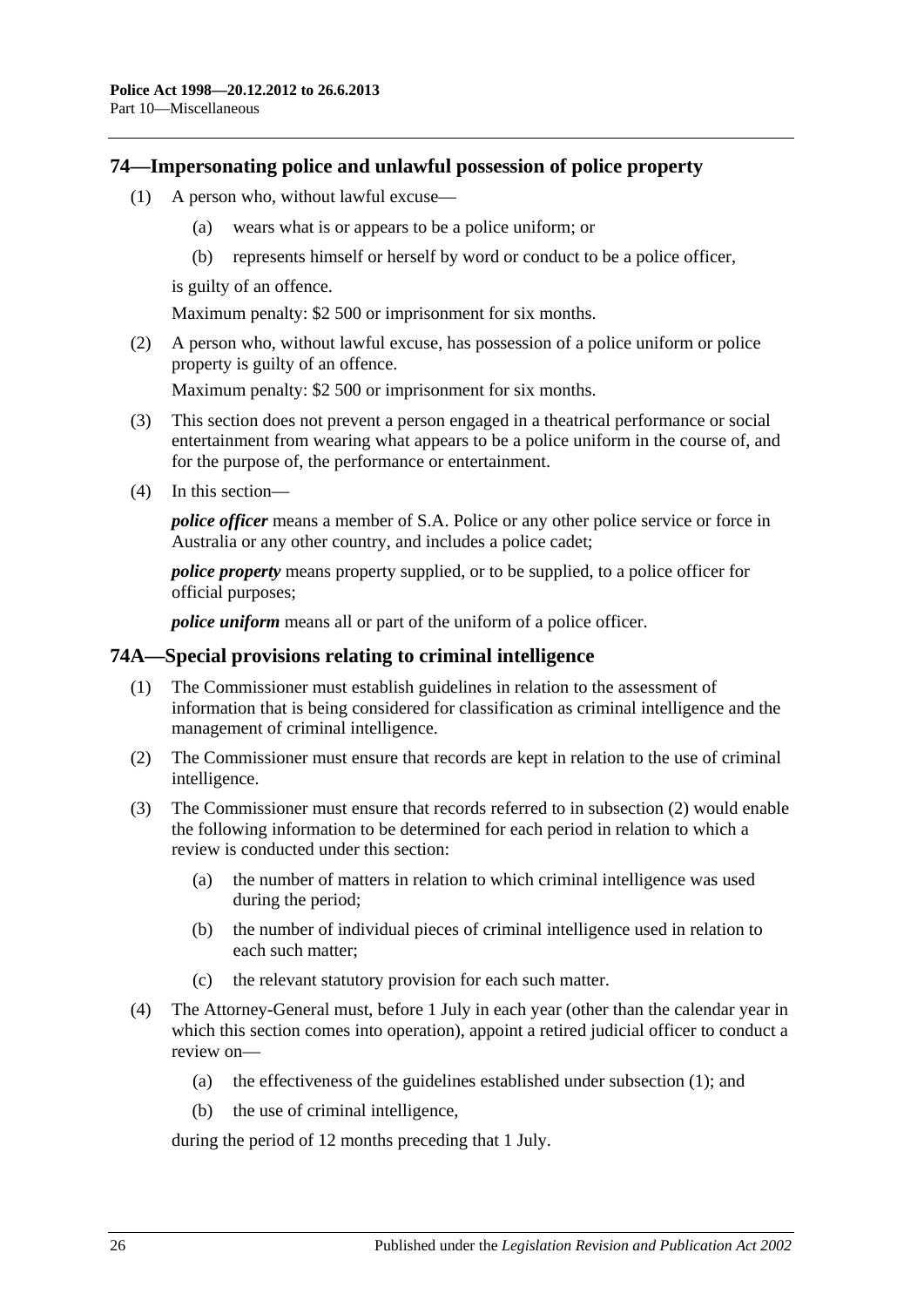## 74—Impersonating police and unlawful possession of police property

(1) A person who, without lawful excuse—

(a) wears what is or appears to be a police uniform; or

(b) represents himself or herself by word or conduct to be a police officer,

is guilty of an offence.

Maximum penalty: $2 500 or imprisonment for six months.

(2) A person who, without lawful excuse, has possession of a police uniform or police property is guilty of an offence.

Maximum penalty: $2 500 or imprisonment for six months.

(3) This section does not prevent a person engaged in a theatrical performance or social entertainment from wearing what appears to be a police uniform in the course of, and for the purpose of, the performance or entertainment.

(4) In this section—

***police officer*** means a member of S.A. Police or any other police service or force in Australia or any other country, and includes a police cadet;

***police property*** means property supplied, or to be supplied, to a police officer for official purposes;

***police uniform*** means all or part of the uniform of a police officer.

## 74A—Special provisions relating to criminal intelligence

(1) The Commissioner must establish guidelines in relation to the assessment of information that is being considered for classification as criminal intelligence and the management of criminal intelligence.

(2) The Commissioner must ensure that records are kept in relation to the use of criminal intelligence.

(3) The Commissioner must ensure that records referred to in subsection (2) would enable the following information to be determined for each period in relation to which a review is conducted under this section:

(a) the number of matters in relation to which criminal intelligence was used during the period;

(b) the number of individual pieces of criminal intelligence used in relation to each such matter;

(c) the relevant statutory provision for each such matter.

(4) The Attorney-General must, before 1 July in each year (other than the calendar year in which this section comes into operation), appoint a retired judicial officer to conduct a review on—

(a) the effectiveness of the guidelines established under subsection (1); and

(b) the use of criminal intelligence,

during the period of 12 months preceding that 1 July.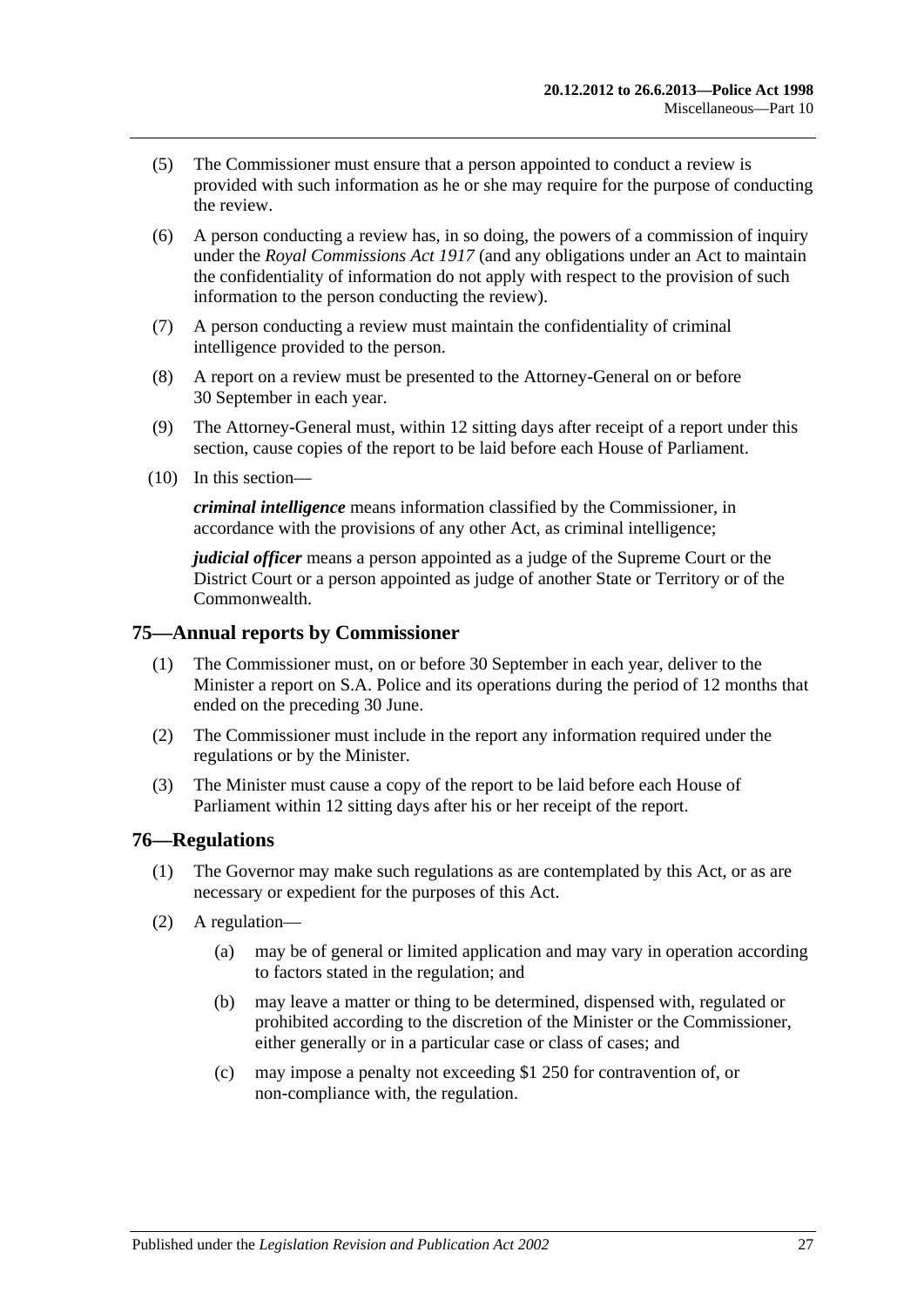(5) The Commissioner must ensure that a person appointed to conduct a review is provided with such information as he or she may require for the purpose of conducting the review.

(6) A person conducting a review has, in so doing, the powers of a commission of inquiry under the *Royal Commissions Act 1917* (and any obligations under an Act to maintain the confidentiality of information do not apply with respect to the provision of such information to the person conducting the review).

(7) A person conducting a review must maintain the confidentiality of criminal intelligence provided to the person.

(8) A report on a review must be presented to the Attorney-General on or before 30 September in each year.

(9) The Attorney-General must, within 12 sitting days after receipt of a report under this section, cause copies of the report to be laid before each House of Parliament.

(10) In this section—

***criminal intelligence*** means information classified by the Commissioner, in accordance with the provisions of any other Act, as criminal intelligence;

***judicial officer*** means a person appointed as a judge of the Supreme Court or the District Court or a person appointed as judge of another State or Territory or of the Commonwealth.

## 75—Annual reports by Commissioner

(1) The Commissioner must, on or before 30 September in each year, deliver to the Minister a report on S.A. Police and its operations during the period of 12 months that ended on the preceding 30 June.

(2) The Commissioner must include in the report any information required under the regulations or by the Minister.

(3) The Minister must cause a copy of the report to be laid before each House of Parliament within 12 sitting days after his or her receipt of the report.

## 76—Regulations

(1) The Governor may make such regulations as are contemplated by this Act, or as are necessary or expedient for the purposes of this Act.

(2) A regulation—

(a) may be of general or limited application and may vary in operation according to factors stated in the regulation; and

(b) may leave a matter or thing to be determined, dispensed with, regulated or prohibited according to the discretion of the Minister or the Commissioner, either generally or in a particular case or class of cases; and

(c) may impose a penalty not exceeding $1 250 for contravention of, or non-compliance with, the regulation.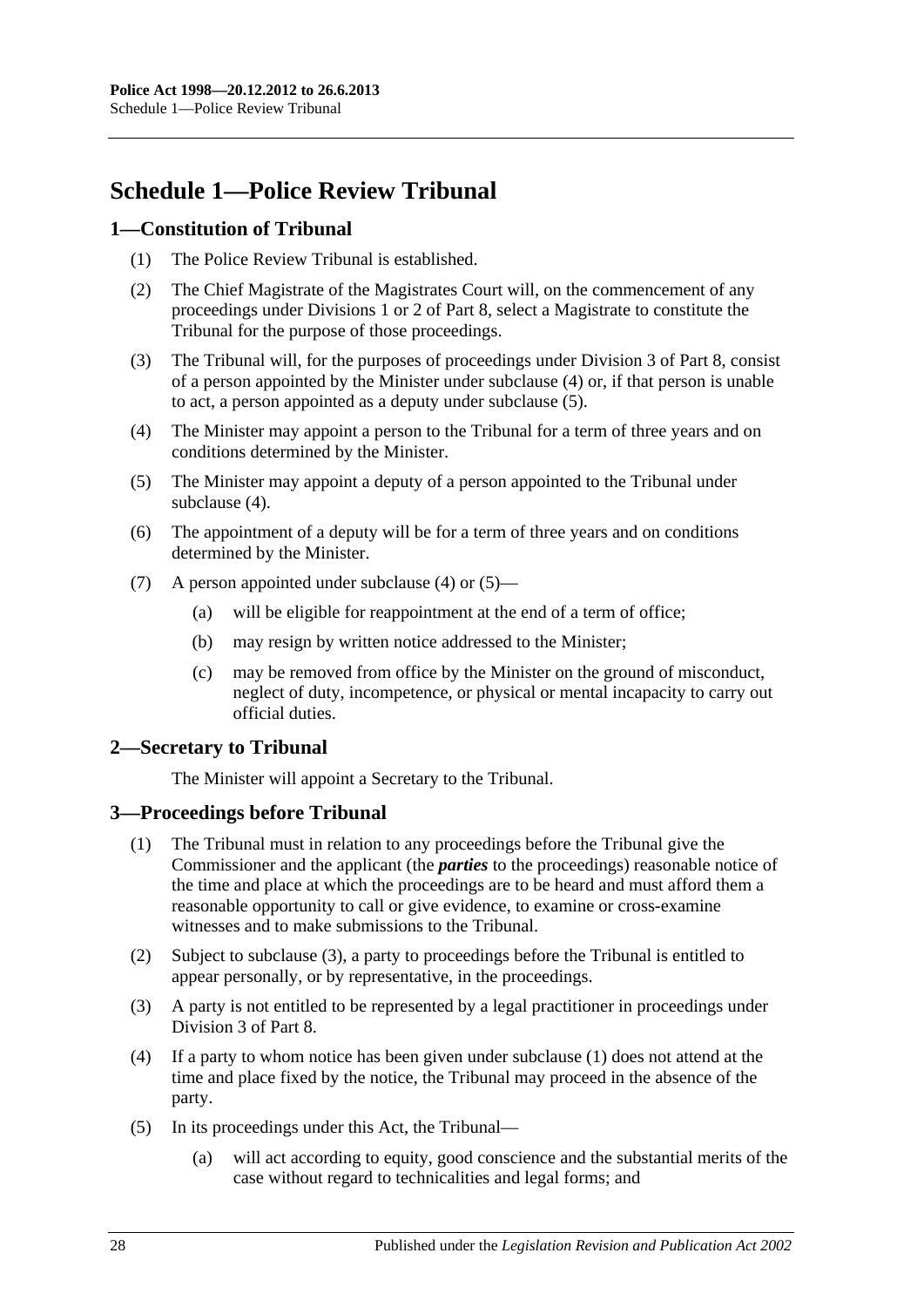# Schedule 1—Police Review Tribunal

## 1—Constitution of Tribunal

(1) The Police Review Tribunal is established.

(2) The Chief Magistrate of the Magistrates Court will, on the commencement of any proceedings under Divisions 1 or 2 of Part 8, select a Magistrate to constitute the Tribunal for the purpose of those proceedings.

(3) The Tribunal will, for the purposes of proceedings under Division 3 of Part 8, consist of a person appointed by the Minister under subclause (4) or, if that person is unable to act, a person appointed as a deputy under subclause (5).

(4) The Minister may appoint a person to the Tribunal for a term of three years and on conditions determined by the Minister.

(5) The Minister may appoint a deputy of a person appointed to the Tribunal under subclause (4).

(6) The appointment of a deputy will be for a term of three years and on conditions determined by the Minister.

(7) A person appointed under subclause (4) or (5)—

(a) will be eligible for reappointment at the end of a term of office;

(b) may resign by written notice addressed to the Minister;

(c) may be removed from office by the Minister on the ground of misconduct, neglect of duty, incompetence, or physical or mental incapacity to carry out official duties.

## 2—Secretary to Tribunal

The Minister will appoint a Secretary to the Tribunal.

## 3—Proceedings before Tribunal

(1) The Tribunal must in relation to any proceedings before the Tribunal give the Commissioner and the applicant (the ***parties*** to the proceedings) reasonable notice of the time and place at which the proceedings are to be heard and must afford them a reasonable opportunity to call or give evidence, to examine or cross-examine witnesses and to make submissions to the Tribunal.

(2) Subject to subclause (3), a party to proceedings before the Tribunal is entitled to appear personally, or by representative, in the proceedings.

(3) A party is not entitled to be represented by a legal practitioner in proceedings under Division 3 of Part 8.

(4) If a party to whom notice has been given under subclause (1) does not attend at the time and place fixed by the notice, the Tribunal may proceed in the absence of the party.

(5) In its proceedings under this Act, the Tribunal—

(a) will act according to equity, good conscience and the substantial merits of the case without regard to technicalities and legal forms; and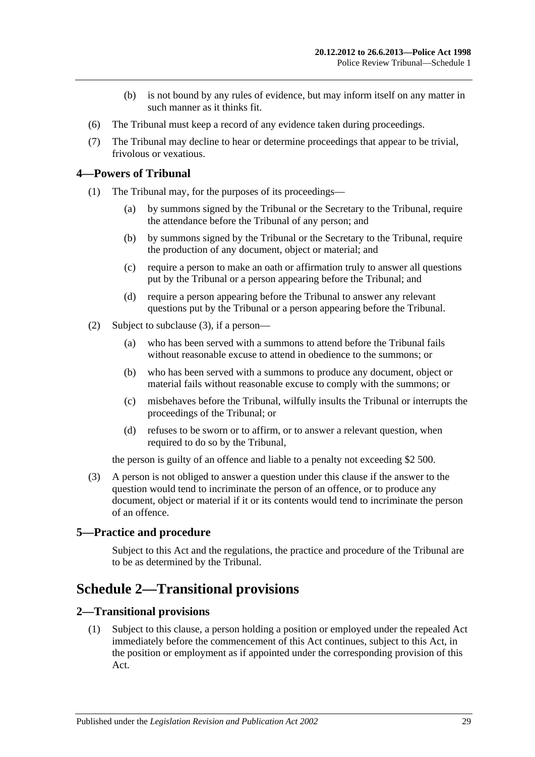(b) is not bound by any rules of evidence, but may inform itself on any matter in such manner as it thinks fit.

(6) The Tribunal must keep a record of any evidence taken during proceedings.

(7) The Tribunal may decline to hear or determine proceedings that appear to be trivial, frivolous or vexatious.

### 4—Powers of Tribunal

(1) The Tribunal may, for the purposes of its proceedings—

(a) by summons signed by the Tribunal or the Secretary to the Tribunal, require the attendance before the Tribunal of any person; and

(b) by summons signed by the Tribunal or the Secretary to the Tribunal, require the production of any document, object or material; and

(c) require a person to make an oath or affirmation truly to answer all questions put by the Tribunal or a person appearing before the Tribunal; and

(d) require a person appearing before the Tribunal to answer any relevant questions put by the Tribunal or a person appearing before the Tribunal.

(2) Subject to subclause (3), if a person—

(a) who has been served with a summons to attend before the Tribunal fails without reasonable excuse to attend in obedience to the summons; or

(b) who has been served with a summons to produce any document, object or material fails without reasonable excuse to comply with the summons; or

(c) misbehaves before the Tribunal, wilfully insults the Tribunal or interrupts the proceedings of the Tribunal; or

(d) refuses to be sworn or to affirm, or to answer a relevant question, when required to do so by the Tribunal,

the person is guilty of an offence and liable to a penalty not exceeding $2 500.

(3) A person is not obliged to answer a question under this clause if the answer to the question would tend to incriminate the person of an offence, or to produce any document, object or material if it or its contents would tend to incriminate the person of an offence.

### 5—Practice and procedure

Subject to this Act and the regulations, the practice and procedure of the Tribunal are to be as determined by the Tribunal.

## Schedule 2—Transitional provisions

### 2—Transitional provisions

(1) Subject to this clause, a person holding a position or employed under the repealed Act immediately before the commencement of this Act continues, subject to this Act, in the position or employment as if appointed under the corresponding provision of this Act.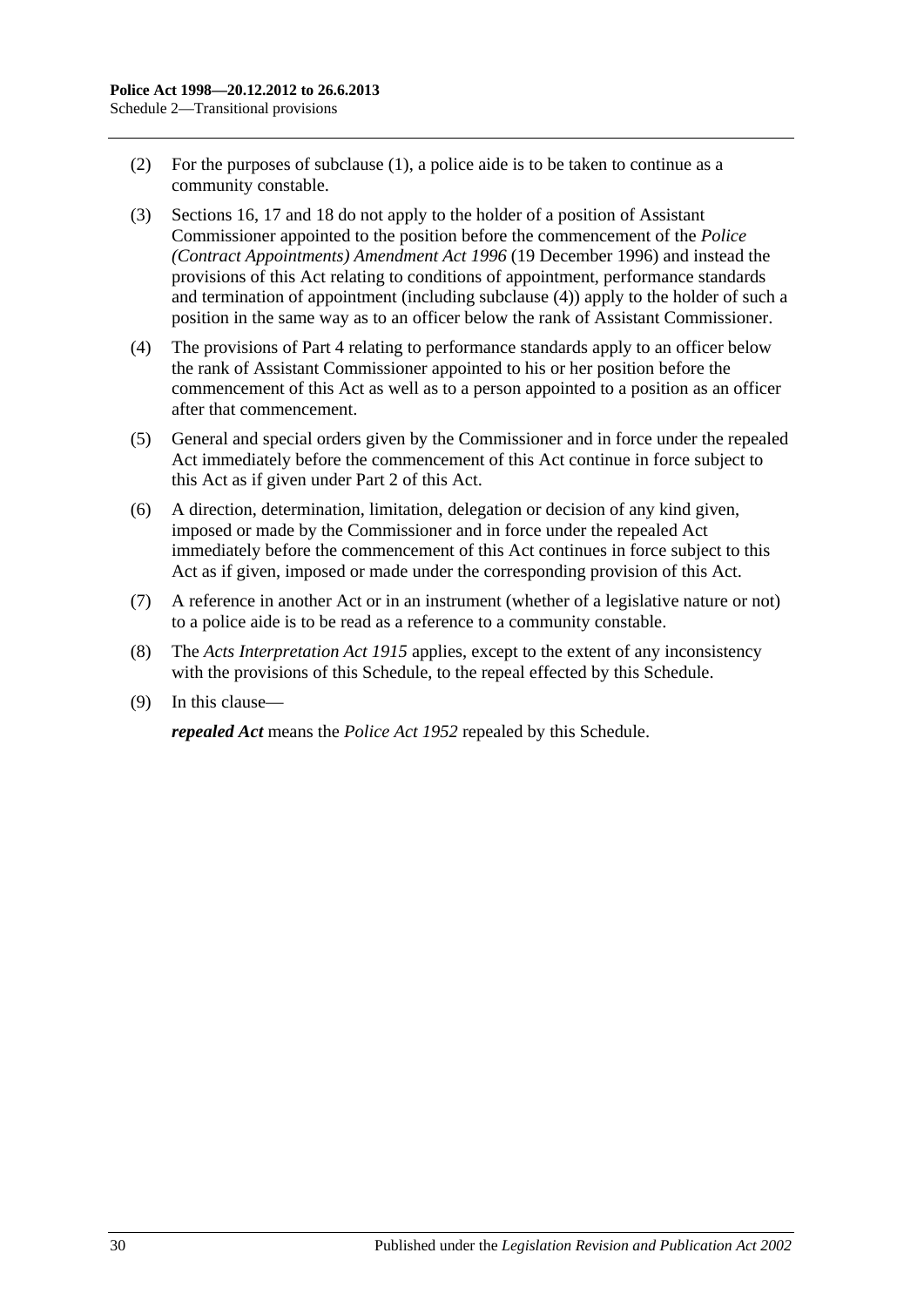(2) For the purposes of subclause (1), a police aide is to be taken to continue as a community constable.

(3) Sections 16, 17 and 18 do not apply to the holder of a position of Assistant Commissioner appointed to the position before the commencement of the *Police (Contract Appointments) Amendment Act 1996* (19 December 1996) and instead the provisions of this Act relating to conditions of appointment, performance standards and termination of appointment (including subclause (4)) apply to the holder of such a position in the same way as to an officer below the rank of Assistant Commissioner.

(4) The provisions of Part 4 relating to performance standards apply to an officer below the rank of Assistant Commissioner appointed to his or her position before the commencement of this Act as well as to a person appointed to a position as an officer after that commencement.

(5) General and special orders given by the Commissioner and in force under the repealed Act immediately before the commencement of this Act continue in force subject to this Act as if given under Part 2 of this Act.

(6) A direction, determination, limitation, delegation or decision of any kind given, imposed or made by the Commissioner and in force under the repealed Act immediately before the commencement of this Act continues in force subject to this Act as if given, imposed or made under the corresponding provision of this Act.

(7) A reference in another Act or in an instrument (whether of a legislative nature or not) to a police aide is to be read as a reference to a community constable.

(8) The *Acts Interpretation Act 1915* applies, except to the extent of any inconsistency with the provisions of this Schedule, to the repeal effected by this Schedule.

(9) In this clause—

***repealed Act*** means the *Police Act 1952* repealed by this Schedule.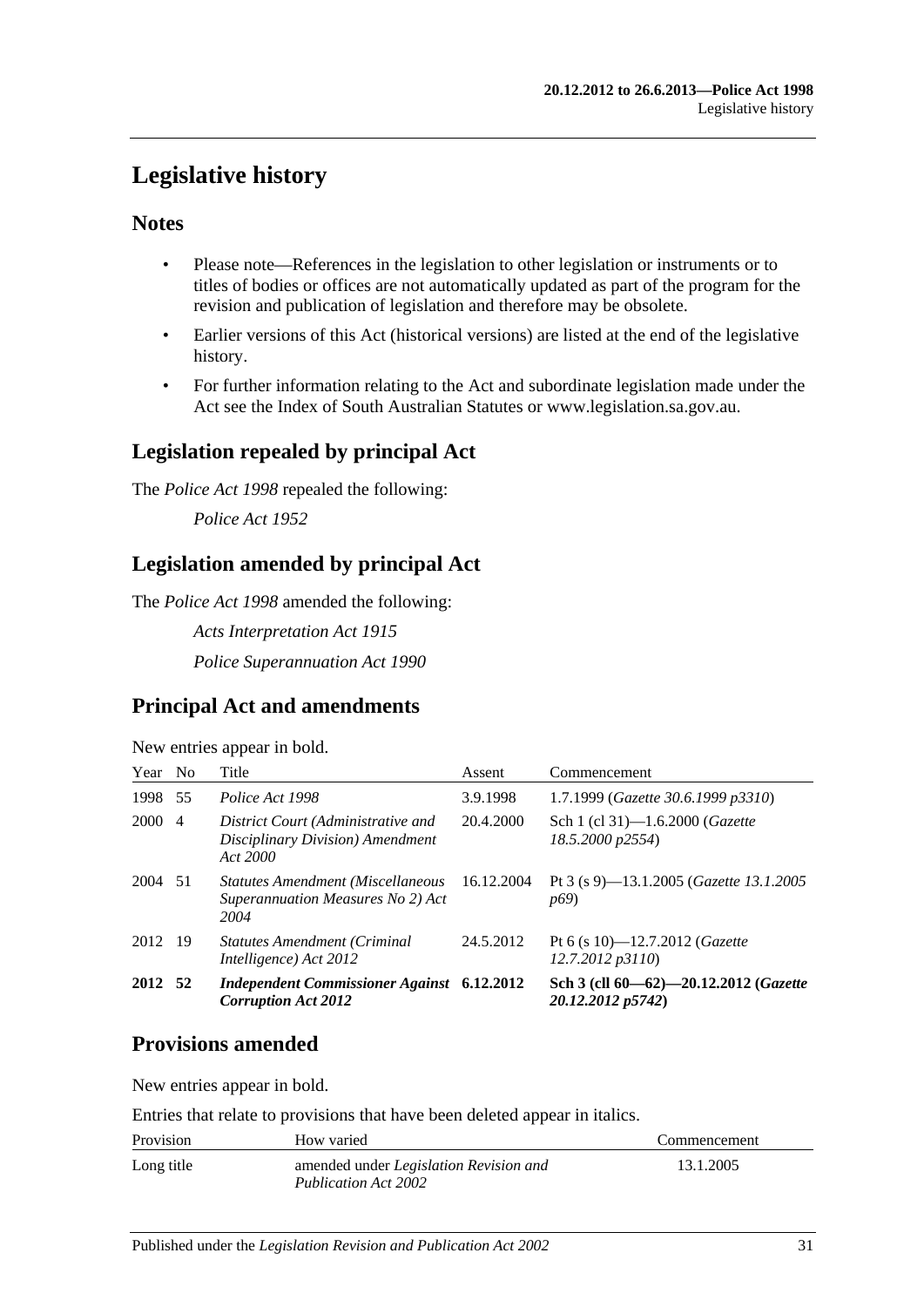# Legislative history

## Notes

- Please note—References in the legislation to other legislation or instruments or to titles of bodies or offices are not automatically updated as part of the program for the revision and publication of legislation and therefore may be obsolete.
- Earlier versions of this Act (historical versions) are listed at the end of the legislative history.
- For further information relating to the Act and subordinate legislation made under the Act see the Index of South Australian Statutes or www.legislation.sa.gov.au.

## Legislation repealed by principal Act

The *Police Act 1998* repealed the following:

*Police Act 1952*

## Legislation amended by principal Act

The *Police Act 1998* amended the following:

*Acts Interpretation Act 1915*

*Police Superannuation Act 1990*

## Principal Act and amendments

New entries appear in bold.

| Year | No | Title | Assent | Commencement |
|---|---|---|---|---|
| 1998 | 55 | *Police Act 1998* | 3.9.1998 | 1.7.1999 (*Gazette 30.6.1999 p3310*) |
| 2000 | 4 | *District Court (Administrative and Disciplinary Division) Amendment Act 2000* | 20.4.2000 | Sch 1 (cl 31)—1.6.2000 (*Gazette 18.5.2000 p2554*) |
| 2004 | 51 | *Statutes Amendment (Miscellaneous Superannuation Measures No 2) Act 2004* | 16.12.2004 | Pt 3 (s 9)—13.1.2005 (*Gazette 13.1.2005 p69*) |
| 2012 | 19 | *Statutes Amendment (Criminal Intelligence) Act 2012* | 24.5.2012 | Pt 6 (s 10)—12.7.2012 (*Gazette 12.7.2012 p3110*) |
| **2012** | **52** | ***Independent Commissioner Against Corruption Act 2012*** | **6.12.2012** | **Sch 3 (cll 60—62)—20.12.2012 (*Gazette 20.12.2012 p5742*)** |

## Provisions amended

New entries appear in bold.

Entries that relate to provisions that have been deleted appear in italics.

| Provision | How varied | Commencement |
|---|---|---|
| Long title | amended under *Legislation Revision and Publication Act 2002* | 13.1.2005 |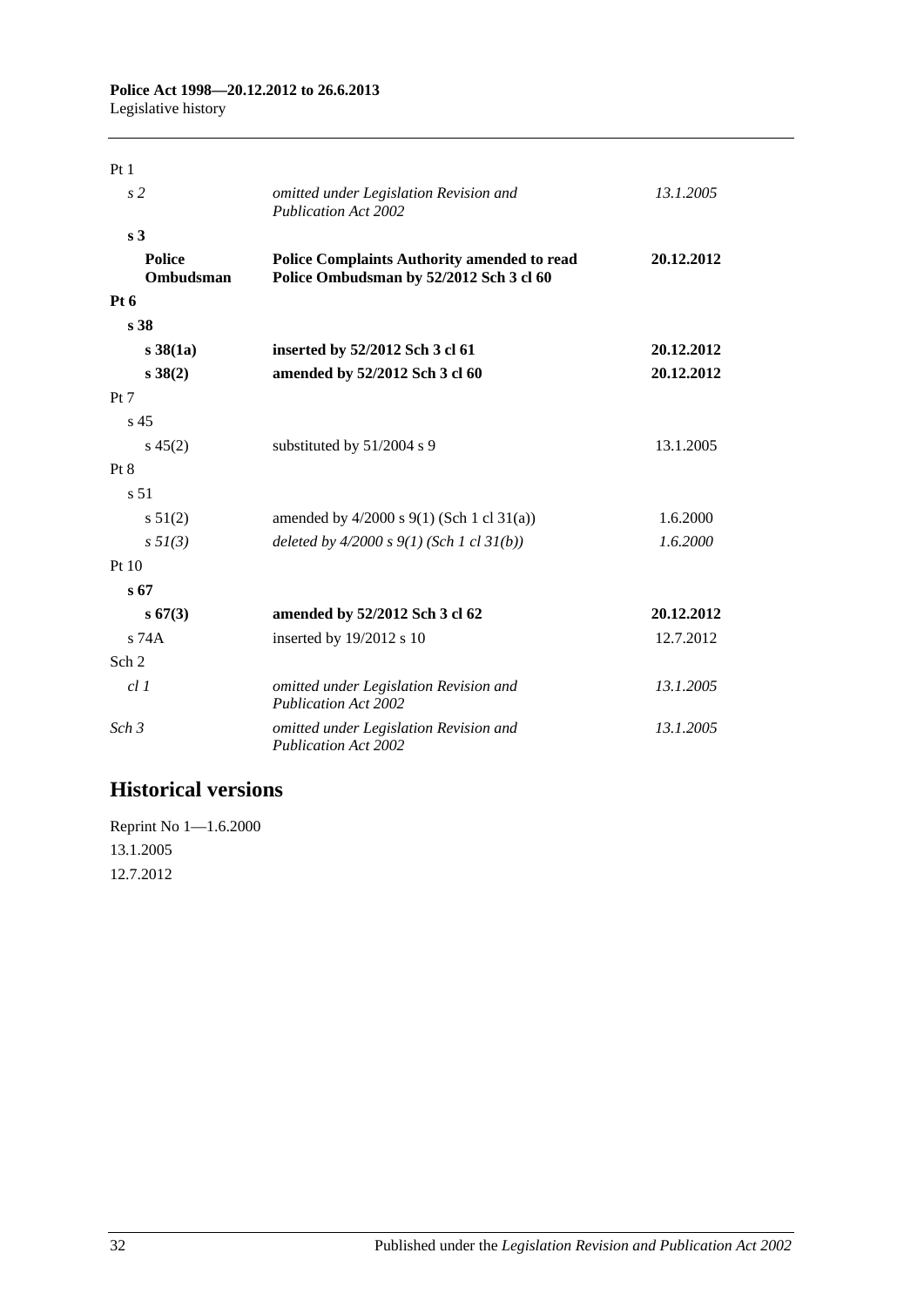| | | |
|---|---|---|
| Pt 1 | | |
| *s 2* | *omitted under Legislation Revision and Publication Act 2002* | *13.1.2005* |
| **s 3** | | |
| **Police Ombudsman** | **Police Complaints Authority amended to read Police Ombudsman by 52/2012 Sch 3 cl 60** | **20.12.2012** |
| **Pt 6** | | |
| **s 38** | | |
| **s 38(1a)** | **inserted by 52/2012 Sch 3 cl 61** | **20.12.2012** |
| **s 38(2)** | **amended by 52/2012 Sch 3 cl 60** | **20.12.2012** |
| Pt 7 | | |
| s 45 | | |
| s 45(2) | substituted by 51/2004 s 9 | 13.1.2005 |
| Pt 8 | | |
| s 51 | | |
| s 51(2) | amended by 4/2000 s 9(1) (Sch 1 cl 31(a)) | 1.6.2000 |
| *s 51(3)* | *deleted by 4/2000 s 9(1) (Sch 1 cl 31(b))* | *1.6.2000* |
| Pt 10 | | |
| **s 67** | | |
| **s 67(3)** | **amended by 52/2012 Sch 3 cl 62** | **20.12.2012** |
| s 74A | inserted by 19/2012 s 10 | 12.7.2012 |
| Sch 2 | | |
| *cl 1* | *omitted under Legislation Revision and Publication Act 2002* | *13.1.2005* |
| *Sch 3* | *omitted under Legislation Revision and Publication Act 2002* | *13.1.2005* |

## Historical versions

Reprint No 1—1.6.2000

13.1.2005

12.7.2012